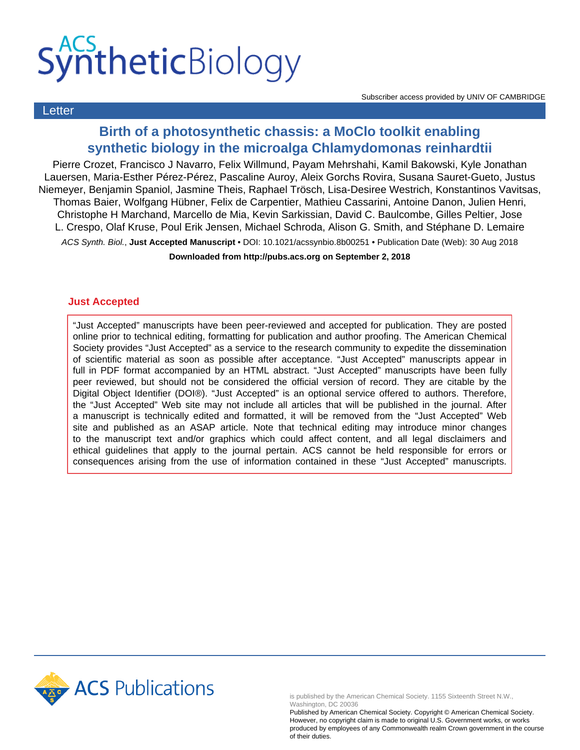ACS Synthetic Biology

Subscriber access provided by UNIV OF CAMBRIDGE

Letter

# Birth of a photosynthetic chassis: a MoClo toolkit enabling synthetic biology in the microalga Chlamydomonas reinhardtii

Pierre Crozet, Francisco J Navarro, Felix Willmund, Payam Mehrshahi, Kamil Bakowski, Kyle Jonathan Lauersen, Maria-Esther Pérez-Pérez, Pascaline Auroy, Aleix Gorchs Rovira, Susana Sauret-Gueto, Justus Niemeyer, Benjamin Spaniol, Jasmine Theis, Raphael Trösch, Lisa-Desiree Westrich, Konstantinos Vavitsas, Thomas Baier, Wolfgang Hübner, Felix de Carpentier, Mathieu Cassarini, Antoine Danon, Julien Henri, Christophe H Marchand, Marcello de Mia, Kevin Sarkissian, David C. Baulcombe, Gilles Peltier, Jose L. Crespo, Olaf Kruse, Poul Erik Jensen, Michael Schroda, Alison G. Smith, and Stéphane D. Lemaire

*ACS Synth. Biol.*, **Just Accepted Manuscript** • DOI: 10.1021/acssynbio.8b00251 • Publication Date (Web): 30 Aug 2018

**Downloaded from http://pubs.acs.org on September 2, 2018**

**Just Accepted**

"Just Accepted" manuscripts have been peer-reviewed and accepted for publication. They are posted online prior to technical editing, formatting for publication and author proofing. The American Chemical Society provides "Just Accepted" as a service to the research community to expedite the dissemination of scientific material as soon as possible after acceptance. "Just Accepted" manuscripts appear in full in PDF format accompanied by an HTML abstract. "Just Accepted" manuscripts have been fully peer reviewed, but should not be considered the official version of record. They are citable by the Digital Object Identifier (DOI®). "Just Accepted" is an optional service offered to authors. Therefore, the "Just Accepted" Web site may not include all articles that will be published in the journal. After a manuscript is technically edited and formatted, it will be removed from the "Just Accepted" Web site and published as an ASAP article. Note that technical editing may introduce minor changes to the manuscript text and/or graphics which could affect content, and all legal disclaimers and ethical guidelines that apply to the journal pertain. ACS cannot be held responsible for errors or consequences arising from the use of information contained in these "Just Accepted" manuscripts.

ACS Publications

is published by the American Chemical Society. 1155 Sixteenth Street N.W., Washington, DC 20036

Published by American Chemical Society. Copyright © American Chemical Society. However, no copyright claim is made to original U.S. Government works, or works produced by employees of any Commonwealth realm Crown government in the course of their duties.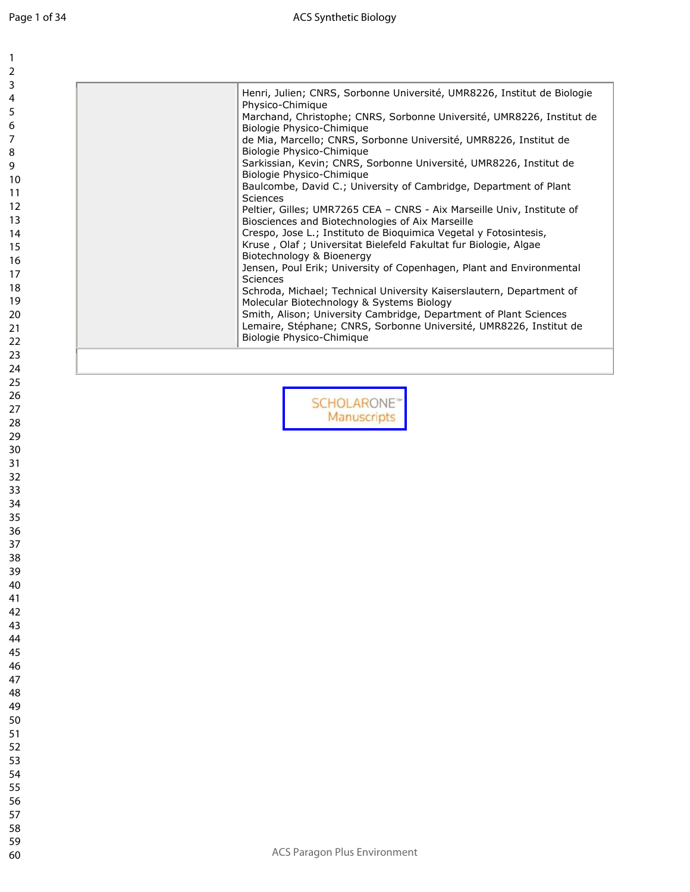| | Henri, Julien; CNRS, Sorbonne Université, UMR8226, Institut de Biologie Physico-Chimique<br>Marchand, Christophe; CNRS, Sorbonne Université, UMR8226, Institut de Biologie Physico-Chimique<br>de Mia, Marcello; CNRS, Sorbonne Université, UMR8226, Institut de Biologie Physico-Chimique<br>Sarkissian, Kevin; CNRS, Sorbonne Université, UMR8226, Institut de Biologie Physico-Chimique<br>Baulcombe, David C.; University of Cambridge, Department of Plant Sciences<br>Peltier, Gilles; UMR7265 CEA – CNRS - Aix Marseille Univ, Institute of Biosciences and Biotechnologies of Aix Marseille<br>Crespo, Jose L.; Instituto de Bioquimica Vegetal y Fotosintesis,<br>Kruse , Olaf ; Universitat Bielefeld Fakultat fur Biologie, Algae Biotechnology & Bioenergy<br>Jensen, Poul Erik; University of Copenhagen, Plant and Environmental Sciences<br>Schroda, Michael; Technical University Kaiserslautern, Department of Molecular Biotechnology & Systems Biology<br>Smith, Alison; University Cambridge, Department of Plant Sciences<br>Lemaire, Stéphane; CNRS, Sorbonne Université, UMR8226, Institut de Biologie Physico-Chimique |
|---|---|
| | |

SCHOLARONE™ Manuscripts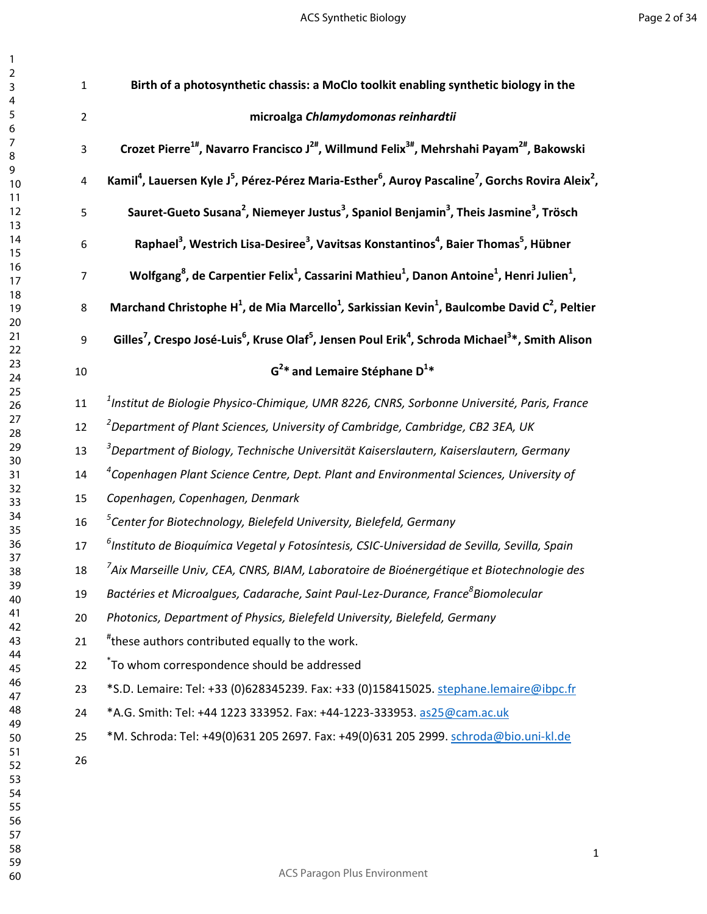# Birth of a photosynthetic chassis: a MoClo toolkit enabling synthetic biology in the microalga *Chlamydomonas reinhardtii*

**Crozet Pierre[1#], Navarro Francisco J[2#], Willmund Felix[3#], Mehrshahi Payam[2#], Bakowski Kamil[4], Lauersen Kyle J[5], Pérez-Pérez Maria-Esther[6], Auroy Pascaline[7], Gorchs Rovira Aleix[2], Sauret-Gueto Susana[2], Niemeyer Justus[3], Spaniol Benjamin[3], Theis Jasmine[3], Trösch Raphael[3], Westrich Lisa-Desiree[3], Vavitsas Konstantinos[4], Baier Thomas[5], Hübner Wolfgang[8], de Carpentier Felix[1], Cassarini Mathieu[1], Danon Antoine[1], Henri Julien[1], Marchand Christophe H[1], de Mia Marcello[1], Sarkissian Kevin[1], Baulcombe David C[2], Peltier Gilles[7], Crespo José-Luis[6], Kruse Olaf[5], Jensen Poul Erik[4], Schroda Michael[3]*, Smith Alison G[2]* and Lemaire Stéphane D[1]***

[1]*Institut de Biologie Physico-Chimique, UMR 8226, CNRS, Sorbonne Université, Paris, France*

[2]*Department of Plant Sciences, University of Cambridge, Cambridge, CB2 3EA, UK*

[3]*Department of Biology, Technische Universität Kaiserslautern, Kaiserslautern, Germany*

[4]*Copenhagen Plant Science Centre, Dept. Plant and Environmental Sciences, University of Copenhagen, Copenhagen, Denmark*

[5]*Center for Biotechnology, Bielefeld University, Bielefeld, Germany*

[6]*Instituto de Bioquímica Vegetal y Fotosíntesis, CSIC-Universidad de Sevilla, Sevilla, Spain*

[7]*Aix Marseille Univ, CEA, CNRS, BIAM, Laboratoire de Bioénergétique et Biotechnologie des Bactéries et Microalgues, Cadarache, Saint Paul-Lez-Durance, France*[8]*Biomolecular Photonics, Department of Physics, Bielefeld University, Bielefeld, Germany*

[#]these authors contributed equally to the work.

[*]To whom correspondence should be addressed

*S.D. Lemaire: Tel: +33 (0)628345239. Fax: +33 (0)158415025. stephane.lemaire@ibpc.fr

*A.G. Smith: Tel: +44 1223 333952. Fax: +44-1223-333953. as25@cam.ac.uk

*M. Schroda: Tel: +49(0)631 205 2697. Fax: +49(0)631 205 2999. schroda@bio.uni-kl.de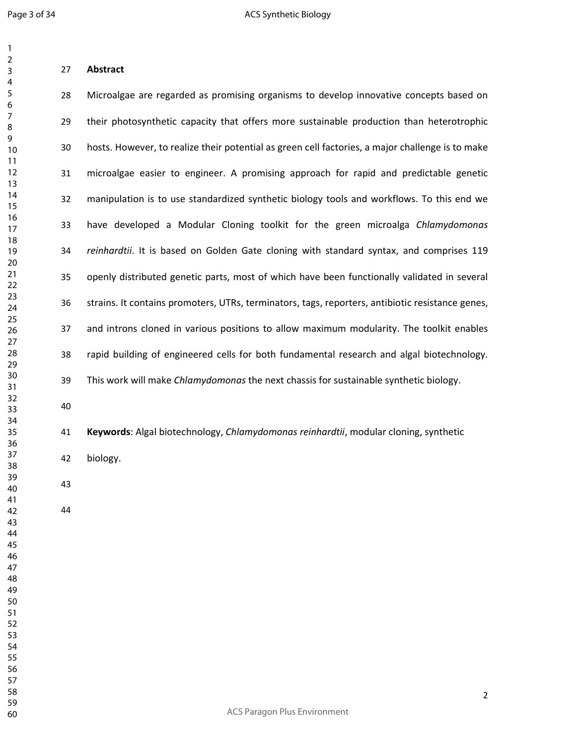## Abstract

Microalgae are regarded as promising organisms to develop innovative concepts based on their photosynthetic capacity that offers more sustainable production than heterotrophic hosts. However, to realize their potential as green cell factories, a major challenge is to make microalgae easier to engineer. A promising approach for rapid and predictable genetic manipulation is to use standardized synthetic biology tools and workflows. To this end we have developed a Modular Cloning toolkit for the green microalga *Chlamydomonas reinhardtii*. It is based on Golden Gate cloning with standard syntax, and comprises 119 openly distributed genetic parts, most of which have been functionally validated in several strains. It contains promoters, UTRs, terminators, tags, reporters, antibiotic resistance genes, and introns cloned in various positions to allow maximum modularity. The toolkit enables rapid building of engineered cells for both fundamental research and algal biotechnology. This work will make *Chlamydomonas* the next chassis for sustainable synthetic biology.

**Keywords**: Algal biotechnology, *Chlamydomonas reinhardtii*, modular cloning, synthetic biology.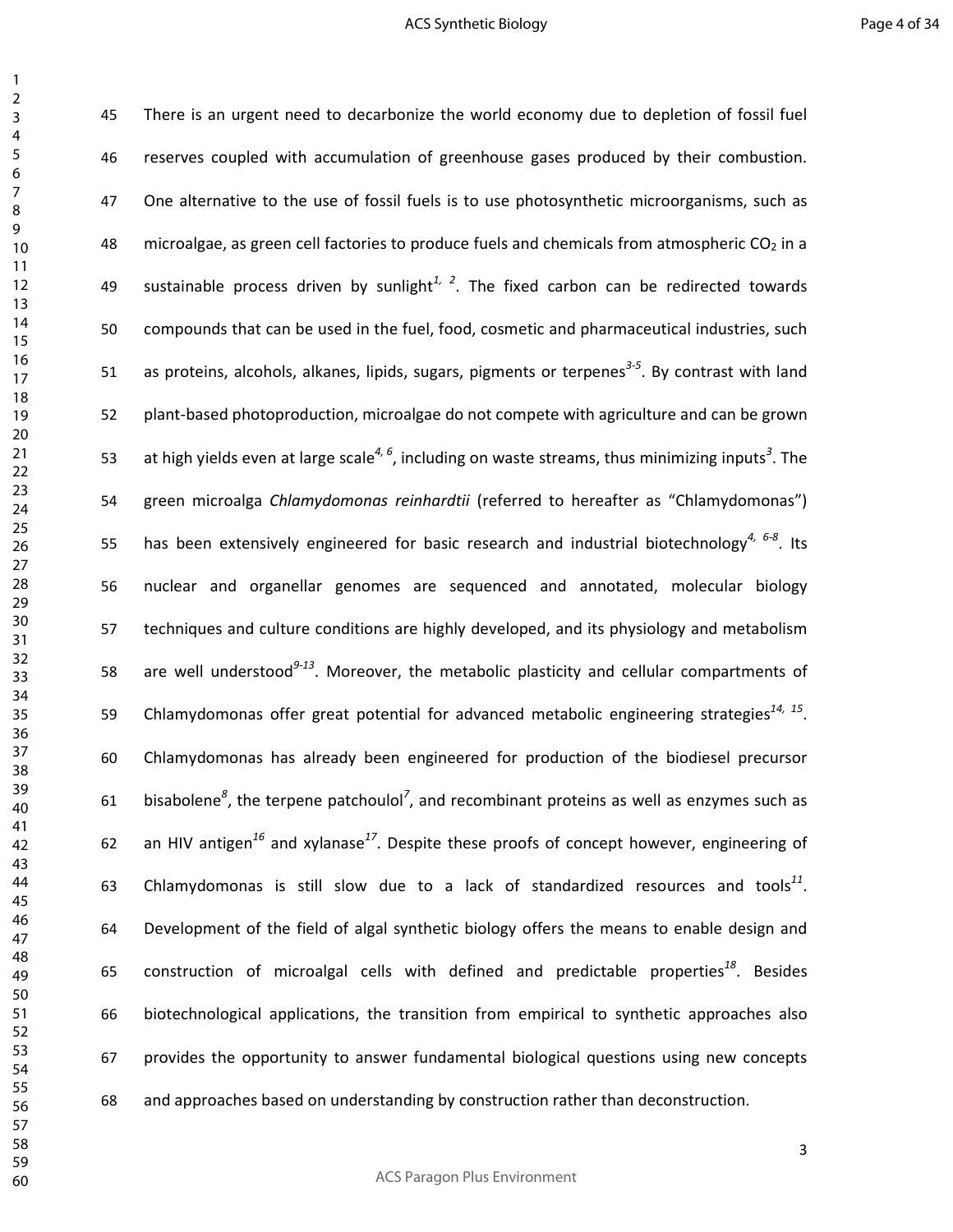There is an urgent need to decarbonize the world economy due to depletion of fossil fuel reserves coupled with accumulation of greenhouse gases produced by their combustion. One alternative to the use of fossil fuels is to use photosynthetic microorganisms, such as microalgae, as green cell factories to produce fuels and chemicals from atmospheric $CO_2$ in a sustainable process driven by sunlight[1, 2]. The fixed carbon can be redirected towards compounds that can be used in the fuel, food, cosmetic and pharmaceutical industries, such as proteins, alcohols, alkanes, lipids, sugars, pigments or terpenes[3-5]. By contrast with land plant-based photoproduction, microalgae do not compete with agriculture and can be grown at high yields even at large scale[4, 6], including on waste streams, thus minimizing inputs[3]. The green microalga *Chlamydomonas reinhardtii* (referred to hereafter as "Chlamydomonas") has been extensively engineered for basic research and industrial biotechnology[4, 6-8]. Its nuclear and organellar genomes are sequenced and annotated, molecular biology techniques and culture conditions are highly developed, and its physiology and metabolism are well understood[9-13]. Moreover, the metabolic plasticity and cellular compartments of Chlamydomonas offer great potential for advanced metabolic engineering strategies[14, 15]. Chlamydomonas has already been engineered for production of the biodiesel precursor bisabolene[8], the terpene patchoulol[7], and recombinant proteins as well as enzymes such as an HIV antigen[16] and xylanase[17]. Despite these proofs of concept however, engineering of Chlamydomonas is still slow due to a lack of standardized resources and tools[11]. Development of the field of algal synthetic biology offers the means to enable design and construction of microalgal cells with defined and predictable properties[18]. Besides biotechnological applications, the transition from empirical to synthetic approaches also provides the opportunity to answer fundamental biological questions using new concepts and approaches based on understanding by construction rather than deconstruction.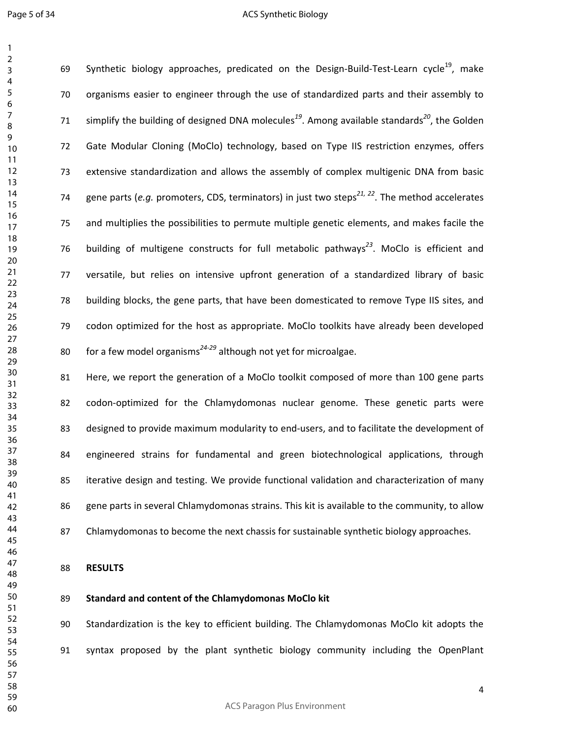Synthetic biology approaches, predicated on the Design-Build-Test-Learn cycle[19], make organisms easier to engineer through the use of standardized parts and their assembly to simplify the building of designed DNA molecules[19]. Among available standards[20], the Golden Gate Modular Cloning (MoClo) technology, based on Type IIS restriction enzymes, offers extensive standardization and allows the assembly of complex multigenic DNA from basic gene parts (*e.g.* promoters, CDS, terminators) in just two steps[21, 22]. The method accelerates and multiplies the possibilities to permute multiple genetic elements, and makes facile the building of multigene constructs for full metabolic pathways[23]. MoClo is efficient and versatile, but relies on intensive upfront generation of a standardized library of basic building blocks, the gene parts, that have been domesticated to remove Type IIS sites, and codon optimized for the host as appropriate. MoClo toolkits have already been developed for a few model organisms[24-29] although not yet for microalgae.

Here, we report the generation of a MoClo toolkit composed of more than 100 gene parts codon-optimized for the Chlamydomonas nuclear genome. These genetic parts were designed to provide maximum modularity to end-users, and to facilitate the development of engineered strains for fundamental and green biotechnological applications, through iterative design and testing. We provide functional validation and characterization of many gene parts in several Chlamydomonas strains. This kit is available to the community, to allow Chlamydomonas to become the next chassis for sustainable synthetic biology approaches.

## RESULTS

### Standard and content of the Chlamydomonas MoClo kit

Standardization is the key to efficient building. The Chlamydomonas MoClo kit adopts the syntax proposed by the plant synthetic biology community including the OpenPlant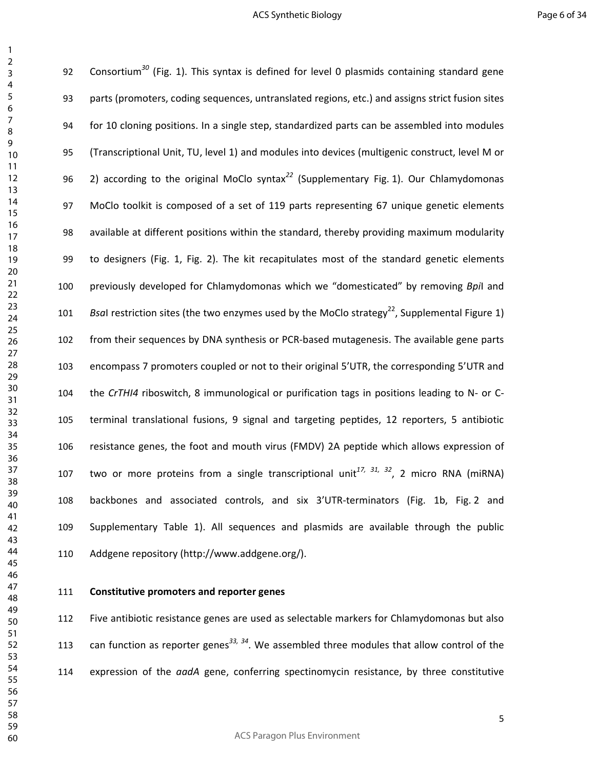Consortium[30] (Fig. 1). This syntax is defined for level 0 plasmids containing standard gene parts (promoters, coding sequences, untranslated regions, etc.) and assigns strict fusion sites for 10 cloning positions. In a single step, standardized parts can be assembled into modules (Transcriptional Unit, TU, level 1) and modules into devices (multigenic construct, level M or 2) according to the original MoClo syntax[22] (Supplementary Fig. 1). Our Chlamydomonas MoClo toolkit is composed of a set of 119 parts representing 67 unique genetic elements available at different positions within the standard, thereby providing maximum modularity to designers (Fig. 1, Fig. 2). The kit recapitulates most of the standard genetic elements previously developed for Chlamydomonas which we "domesticated" by removing *Bpi*I and *Bsa*I restriction sites (the two enzymes used by the MoClo strategy[22], Supplemental Figure 1) from their sequences by DNA synthesis or PCR-based mutagenesis. The available gene parts encompass 7 promoters coupled or not to their original 5'UTR, the corresponding 5'UTR and the *CrTHI4* riboswitch, 8 immunological or purification tags in positions leading to N- or C-terminal translational fusions, 9 signal and targeting peptides, 12 reporters, 5 antibiotic resistance genes, the foot and mouth virus (FMDV) 2A peptide which allows expression of two or more proteins from a single transcriptional unit[17, 31, 32], 2 micro RNA (miRNA) backbones and associated controls, and six 3'UTR-terminators (Fig. 1b, Fig. 2 and Supplementary Table 1). All sequences and plasmids are available through the public Addgene repository (http://www.addgene.org/).

**Constitutive promoters and reporter genes**

Five antibiotic resistance genes are used as selectable markers for Chlamydomonas but also can function as reporter genes[33, 34]. We assembled three modules that allow control of the expression of the *aadA* gene, conferring spectinomycin resistance, by three constitutive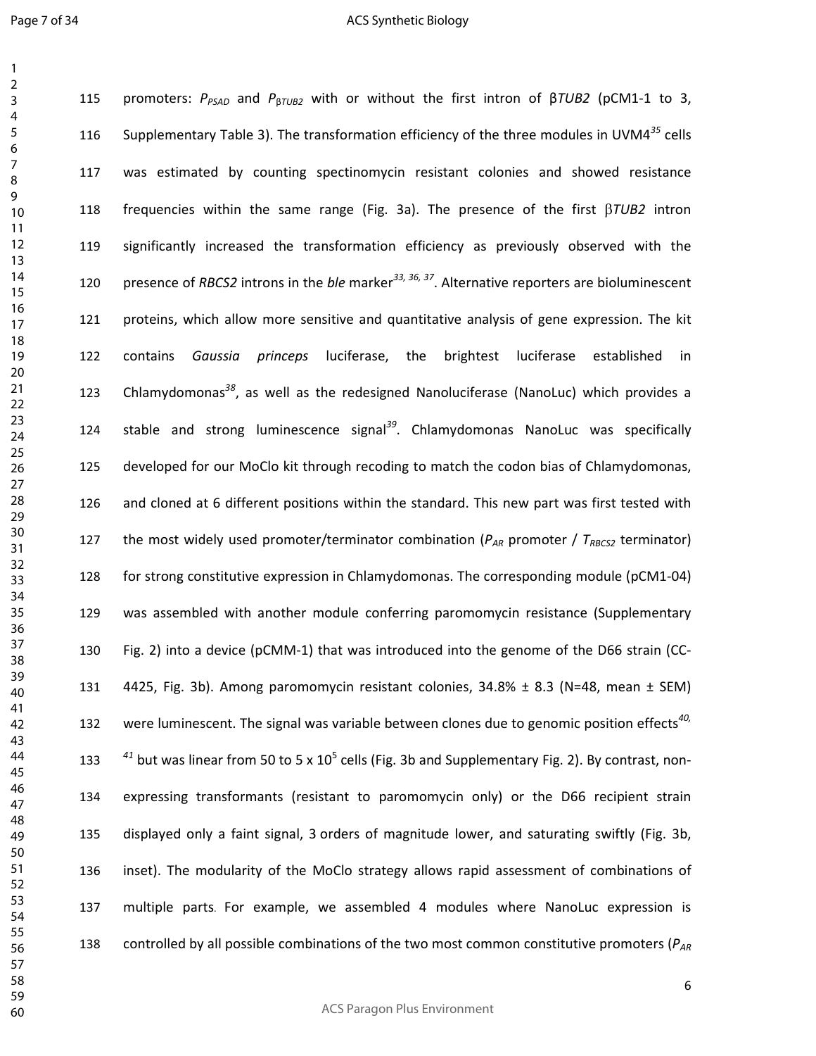promoters: $P_{PSAD}$ and $P_{\beta TUB2}$ with or without the first intron of β*TUB2* (pCM1-1 to 3, Supplementary Table 3). The transformation efficiency of the three modules in UVM4[35] cells was estimated by counting spectinomycin resistant colonies and showed resistance frequencies within the same range (Fig. 3a). The presence of the first β*TUB2* intron significantly increased the transformation efficiency as previously observed with the presence of *RBCS2* introns in the *ble* marker[33, 36, 37]. Alternative reporters are bioluminescent proteins, which allow more sensitive and quantitative analysis of gene expression. The kit contains *Gaussia princeps* luciferase, the brightest luciferase established in Chlamydomonas[38], as well as the redesigned Nanoluciferase (NanoLuc) which provides a stable and strong luminescence signal[39]. Chlamydomonas NanoLuc was specifically developed for our MoClo kit through recoding to match the codon bias of Chlamydomonas, and cloned at 6 different positions within the standard. This new part was first tested with the most widely used promoter/terminator combination ($P_{AR}$ promoter / $T_{RBCS2}$ terminator) for strong constitutive expression in Chlamydomonas. The corresponding module (pCM1-04) was assembled with another module conferring paromomycin resistance (Supplementary Fig. 2) into a device (pCMM-1) that was introduced into the genome of the D66 strain (CC-4425, Fig. 3b). Among paromomycin resistant colonies, 34.8% ± 8.3 (N=48, mean ± SEM) were luminescent. The signal was variable between clones due to genomic position effects[40, 41] but was linear from 50 to 5 x $10^5$ cells (Fig. 3b and Supplementary Fig. 2). By contrast, non-expressing transformants (resistant to paromomycin only) or the D66 recipient strain displayed only a faint signal, 3 orders of magnitude lower, and saturating swiftly (Fig. 3b, inset). The modularity of the MoClo strategy allows rapid assessment of combinations of multiple parts. For example, we assembled 4 modules where NanoLuc expression is controlled by all possible combinations of the two most common constitutive promoters ($P_{AR}$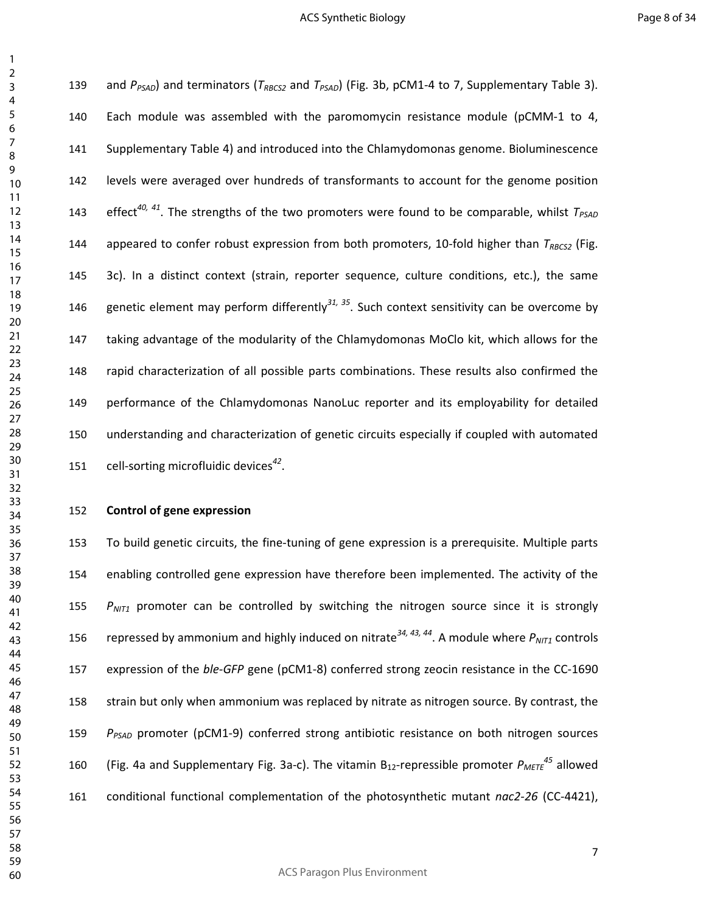and $P_{PSAD}$) and terminators ($T_{RBCS2}$ and $T_{PSAD}$) (Fig. 3b, pCM1-4 to 7, Supplementary Table 3). Each module was assembled with the paromomycin resistance module (pCMM-1 to 4, Supplementary Table 4) and introduced into the Chlamydomonas genome. Bioluminescence levels were averaged over hundreds of transformants to account for the genome position effect[40, 41]. The strengths of the two promoters were found to be comparable, whilst $T_{PSAD}$ appeared to confer robust expression from both promoters, 10-fold higher than $T_{RBCS2}$ (Fig. 3c). In a distinct context (strain, reporter sequence, culture conditions, etc.), the same genetic element may perform differently[31, 35]. Such context sensitivity can be overcome by taking advantage of the modularity of the Chlamydomonas MoClo kit, which allows for the rapid characterization of all possible parts combinations. These results also confirmed the performance of the Chlamydomonas NanoLuc reporter and its employability for detailed understanding and characterization of genetic circuits especially if coupled with automated cell-sorting microfluidic devices[42].

**Control of gene expression**

To build genetic circuits, the fine-tuning of gene expression is a prerequisite. Multiple parts enabling controlled gene expression have therefore been implemented. The activity of the $P_{NIT1}$ promoter can be controlled by switching the nitrogen source since it is strongly repressed by ammonium and highly induced on nitrate[34, 43, 44]. A module where $P_{NIT1}$ controls expression of the *ble-GFP* gene (pCM1-8) conferred strong zeocin resistance in the CC-1690 strain but only when ammonium was replaced by nitrate as nitrogen source. By contrast, the $P_{PSAD}$ promoter (pCM1-9) conferred strong antibiotic resistance on both nitrogen sources (Fig. 4a and Supplementary Fig. 3a-c). The vitamin $B_{12}$-repressible promoter $P_{METE}$[45] allowed conditional functional complementation of the photosynthetic mutant *nac2-26* (CC-4421),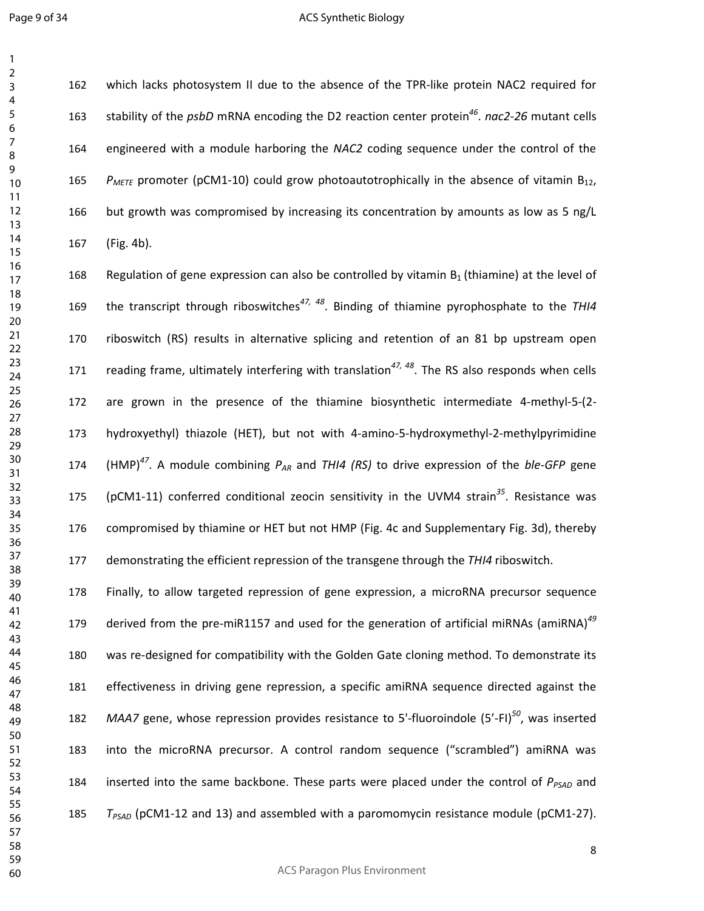which lacks photosystem II due to the absence of the TPR-like protein NAC2 required for stability of the *psbD* mRNA encoding the D2 reaction center protein[46]. *nac2-26* mutant cells engineered with a module harboring the *NAC2* coding sequence under the control of the $P_{METE}$ promoter (pCM1-10) could grow photoautotrophically in the absence of vitamin $B_{12}$, but growth was compromised by increasing its concentration by amounts as low as 5 ng/L (Fig. 4b).

Regulation of gene expression can also be controlled by vitamin $B_1$ (thiamine) at the level of the transcript through riboswitches[47, 48]. Binding of thiamine pyrophosphate to the *THI4* riboswitch (RS) results in alternative splicing and retention of an 81 bp upstream open reading frame, ultimately interfering with translation[47, 48]. The RS also responds when cells are grown in the presence of the thiamine biosynthetic intermediate 4-methyl-5-(2-hydroxyethyl) thiazole (HET), but not with 4-amino-5-hydroxymethyl-2-methylpyrimidine (HMP)[47]. A module combining $P_{AR}$ and *THI4 (RS)* to drive expression of the *ble-GFP* gene (pCM1-11) conferred conditional zeocin sensitivity in the UVM4 strain[35]. Resistance was compromised by thiamine or HET but not HMP (Fig. 4c and Supplementary Fig. 3d), thereby demonstrating the efficient repression of the transgene through the *THI4* riboswitch.

Finally, to allow targeted repression of gene expression, a microRNA precursor sequence derived from the pre-miR1157 and used for the generation of artificial miRNAs (amiRNA)[49] was re-designed for compatibility with the Golden Gate cloning method. To demonstrate its effectiveness in driving gene repression, a specific amiRNA sequence directed against the *MAA7* gene, whose repression provides resistance to 5'-fluoroindole (5'-FI)[50], was inserted into the microRNA precursor. A control random sequence ("scrambled") amiRNA was inserted into the same backbone. These parts were placed under the control of $P_{PSAD}$ and $T_{PSAD}$ (pCM1-12 and 13) and assembled with a paromomycin resistance module (pCM1-27).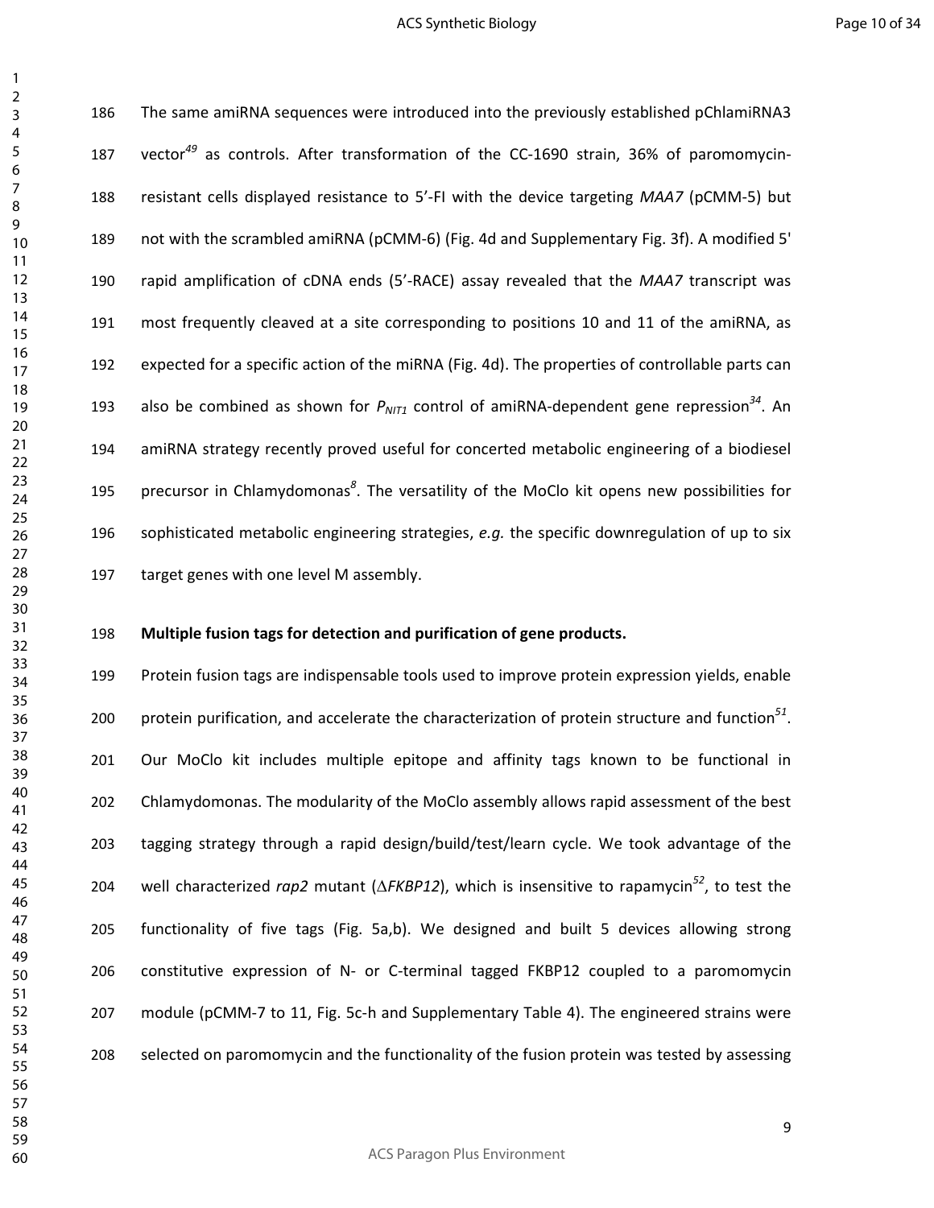The same amiRNA sequences were introduced into the previously established pChlamiRNA3 vector[49] as controls. After transformation of the CC-1690 strain, 36% of paromomycin-resistant cells displayed resistance to 5'-FI with the device targeting *MAA7* (pCMM-5) but not with the scrambled amiRNA (pCMM-6) (Fig. 4d and Supplementary Fig. 3f). A modified 5' rapid amplification of cDNA ends (5'-RACE) assay revealed that the *MAA7* transcript was most frequently cleaved at a site corresponding to positions 10 and 11 of the amiRNA, as expected for a specific action of the miRNA (Fig. 4d). The properties of controllable parts can also be combined as shown for $P_{NIT1}$ control of amiRNA-dependent gene repression[34]. An amiRNA strategy recently proved useful for concerted metabolic engineering of a biodiesel precursor in Chlamydomonas[8]. The versatility of the MoClo kit opens new possibilities for sophisticated metabolic engineering strategies, *e.g.* the specific downregulation of up to six target genes with one level M assembly.

**Multiple fusion tags for detection and purification of gene products.**

Protein fusion tags are indispensable tools used to improve protein expression yields, enable protein purification, and accelerate the characterization of protein structure and function[51]. Our MoClo kit includes multiple epitope and affinity tags known to be functional in Chlamydomonas. The modularity of the MoClo assembly allows rapid assessment of the best tagging strategy through a rapid design/build/test/learn cycle. We took advantage of the well characterized *rap2* mutant (Δ*FKBP12*), which is insensitive to rapamycin[52], to test the functionality of five tags (Fig. 5a,b). We designed and built 5 devices allowing strong constitutive expression of N- or C-terminal tagged FKBP12 coupled to a paromomycin module (pCMM-7 to 11, Fig. 5c-h and Supplementary Table 4). The engineered strains were selected on paromomycin and the functionality of the fusion protein was tested by assessing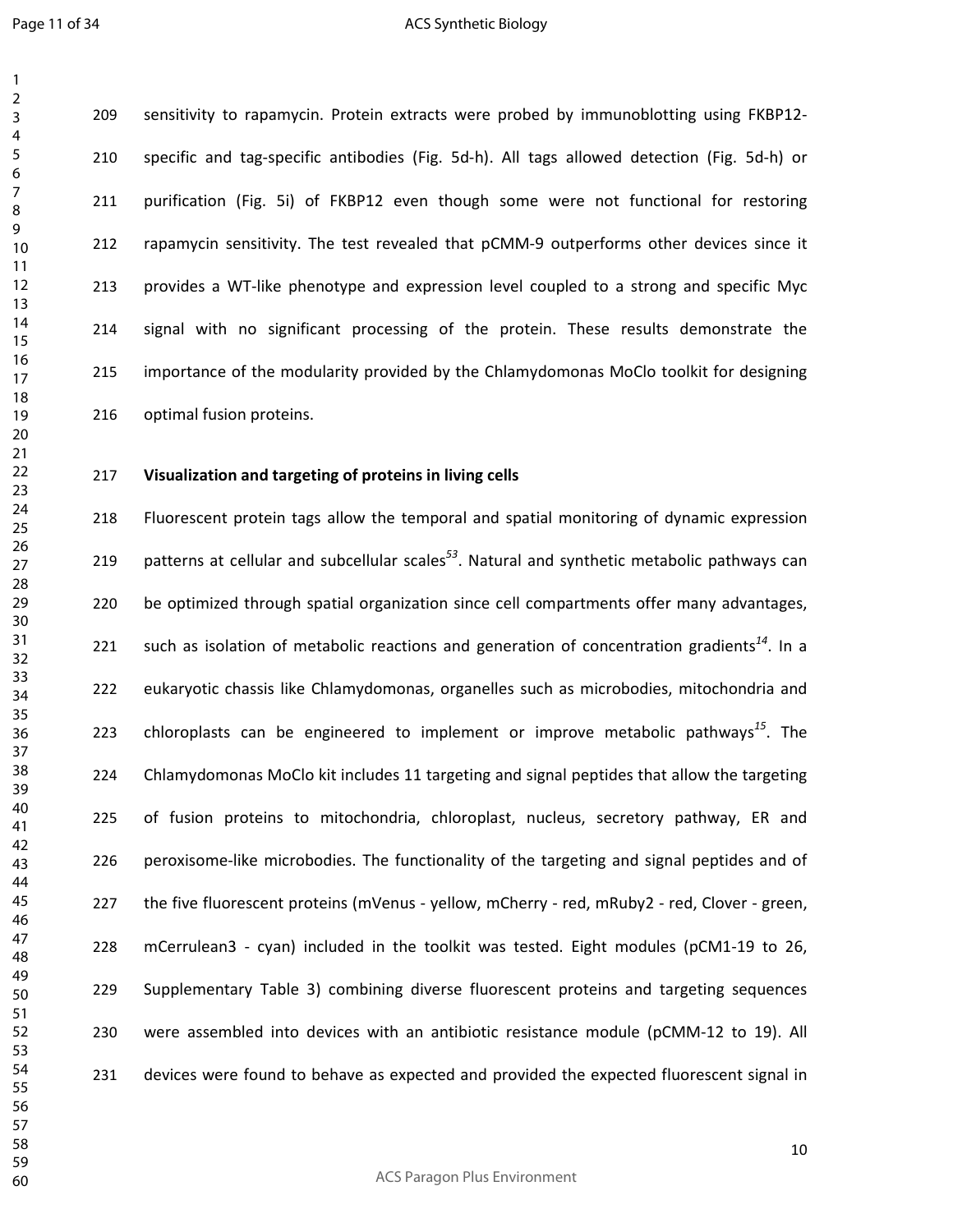sensitivity to rapamycin. Protein extracts were probed by immunoblotting using FKBP12-specific and tag-specific antibodies (Fig. 5d-h). All tags allowed detection (Fig. 5d-h) or purification (Fig. 5i) of FKBP12 even though some were not functional for restoring rapamycin sensitivity. The test revealed that pCMM-9 outperforms other devices since it provides a WT-like phenotype and expression level coupled to a strong and specific Myc signal with no significant processing of the protein. These results demonstrate the importance of the modularity provided by the Chlamydomonas MoClo toolkit for designing optimal fusion proteins.

**Visualization and targeting of proteins in living cells**

Fluorescent protein tags allow the temporal and spatial monitoring of dynamic expression patterns at cellular and subcellular scales[53]. Natural and synthetic metabolic pathways can be optimized through spatial organization since cell compartments offer many advantages, such as isolation of metabolic reactions and generation of concentration gradients[14]. In a eukaryotic chassis like Chlamydomonas, organelles such as microbodies, mitochondria and chloroplasts can be engineered to implement or improve metabolic pathways[15]. The Chlamydomonas MoClo kit includes 11 targeting and signal peptides that allow the targeting of fusion proteins to mitochondria, chloroplast, nucleus, secretory pathway, ER and peroxisome-like microbodies. The functionality of the targeting and signal peptides and of the five fluorescent proteins (mVenus - yellow, mCherry - red, mRuby2 - red, Clover - green, mCerrulean3 - cyan) included in the toolkit was tested. Eight modules (pCM1-19 to 26, Supplementary Table 3) combining diverse fluorescent proteins and targeting sequences were assembled into devices with an antibiotic resistance module (pCMM-12 to 19). All devices were found to behave as expected and provided the expected fluorescent signal in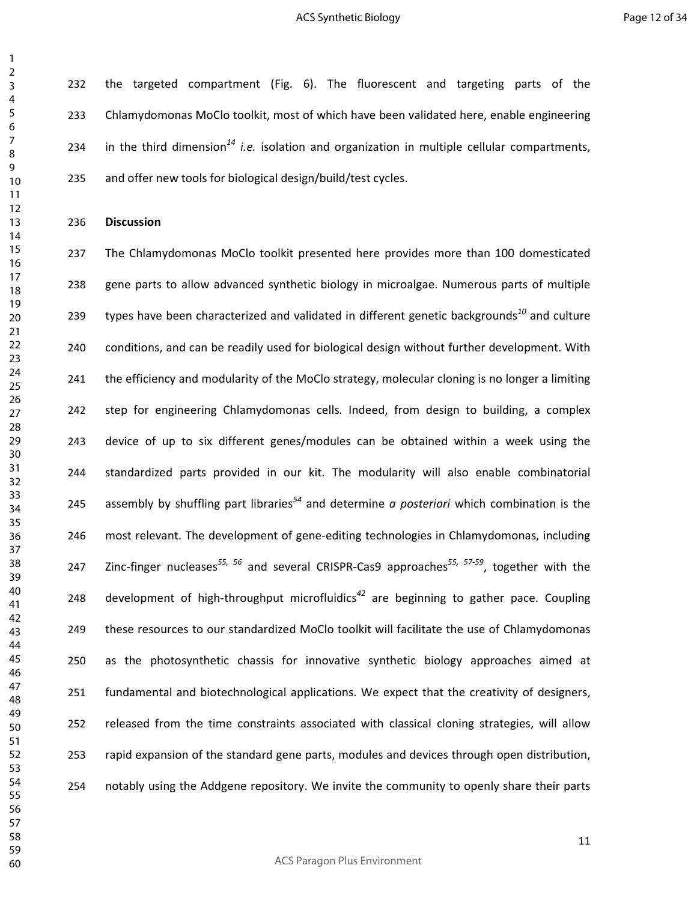the targeted compartment (Fig. 6). The fluorescent and targeting parts of the Chlamydomonas MoClo toolkit, most of which have been validated here, enable engineering in the third dimension[14] *i.e.* isolation and organization in multiple cellular compartments, and offer new tools for biological design/build/test cycles.

## Discussion

The Chlamydomonas MoClo toolkit presented here provides more than 100 domesticated gene parts to allow advanced synthetic biology in microalgae. Numerous parts of multiple types have been characterized and validated in different genetic backgrounds[10] and culture conditions, and can be readily used for biological design without further development. With the efficiency and modularity of the MoClo strategy, molecular cloning is no longer a limiting step for engineering Chlamydomonas cells. Indeed, from design to building, a complex device of up to six different genes/modules can be obtained within a week using the standardized parts provided in our kit. The modularity will also enable combinatorial assembly by shuffling part libraries[54] and determine *a posteriori* which combination is the most relevant. The development of gene-editing technologies in Chlamydomonas, including Zinc-finger nucleases[55, 56] and several CRISPR-Cas9 approaches[55, 57-59], together with the development of high-throughput microfluidics[42] are beginning to gather pace. Coupling these resources to our standardized MoClo toolkit will facilitate the use of Chlamydomonas as the photosynthetic chassis for innovative synthetic biology approaches aimed at fundamental and biotechnological applications. We expect that the creativity of designers, released from the time constraints associated with classical cloning strategies, will allow rapid expansion of the standard gene parts, modules and devices through open distribution, notably using the Addgene repository. We invite the community to openly share their parts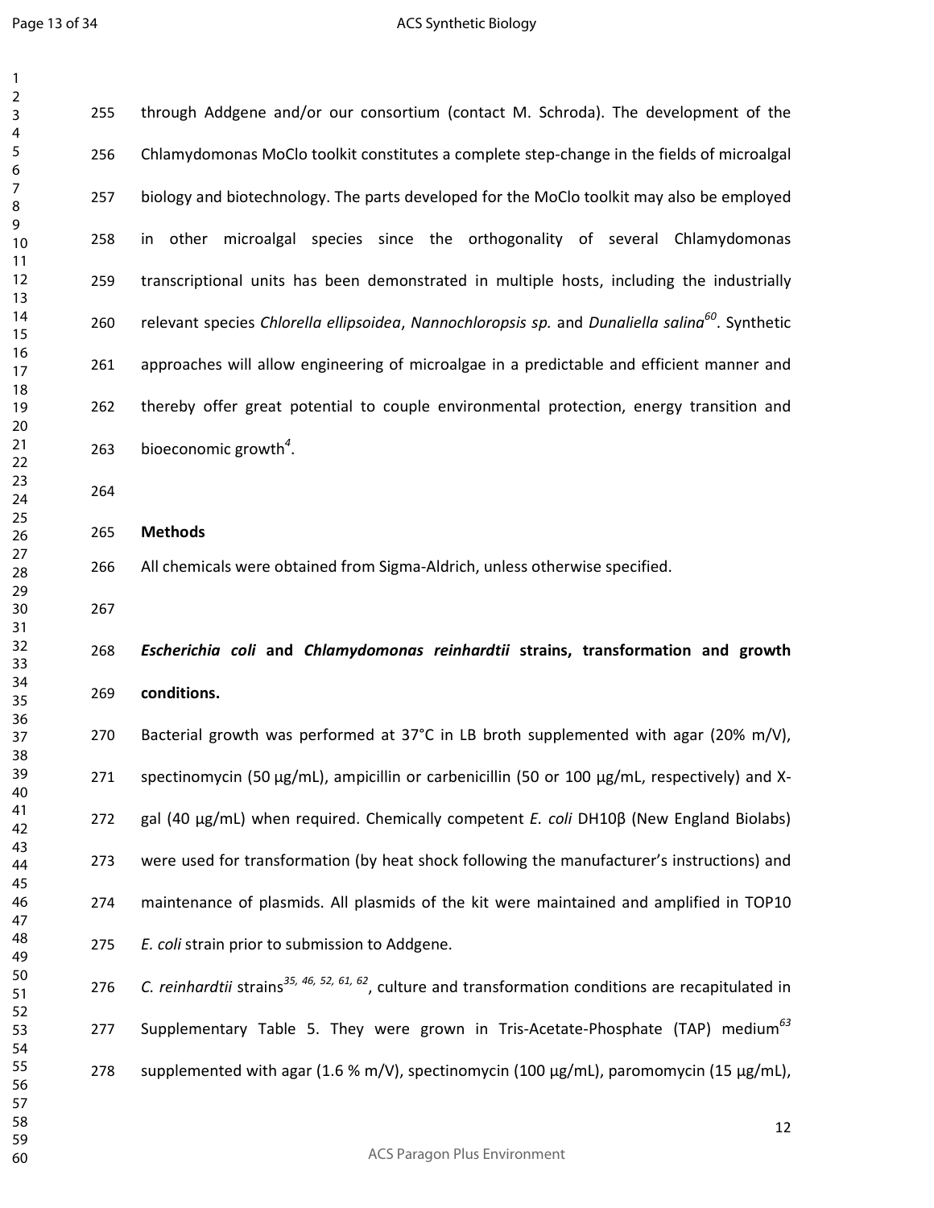through Addgene and/or our consortium (contact M. Schroda). The development of the Chlamydomonas MoClo toolkit constitutes a complete step-change in the fields of microalgal biology and biotechnology. The parts developed for the MoClo toolkit may also be employed in other microalgal species since the orthogonality of several Chlamydomonas transcriptional units has been demonstrated in multiple hosts, including the industrially relevant species *Chlorella ellipsoidea*, *Nannochloropsis sp.* and *Dunaliella salina*[60]. Synthetic approaches will allow engineering of microalgae in a predictable and efficient manner and thereby offer great potential to couple environmental protection, energy transition and bioeconomic growth[4].

## Methods

All chemicals were obtained from Sigma-Aldrich, unless otherwise specified.

### *Escherichia coli* and *Chlamydomonas reinhardtii* strains, transformation and growth conditions.

Bacterial growth was performed at 37°C in LB broth supplemented with agar (20% m/V), spectinomycin (50 µg/mL), ampicillin or carbenicillin (50 or 100 µg/mL, respectively) and X-gal (40 µg/mL) when required. Chemically competent *E. coli* DH10β (New England Biolabs) were used for transformation (by heat shock following the manufacturer's instructions) and maintenance of plasmids. All plasmids of the kit were maintained and amplified in TOP10 *E. coli* strain prior to submission to Addgene.

*C. reinhardtii* strains[35, 46, 52, 61, 62], culture and transformation conditions are recapitulated in Supplementary Table 5. They were grown in Tris-Acetate-Phosphate (TAP) medium[63] supplemented with agar (1.6 % m/V), spectinomycin (100 µg/mL), paromomycin (15 µg/mL),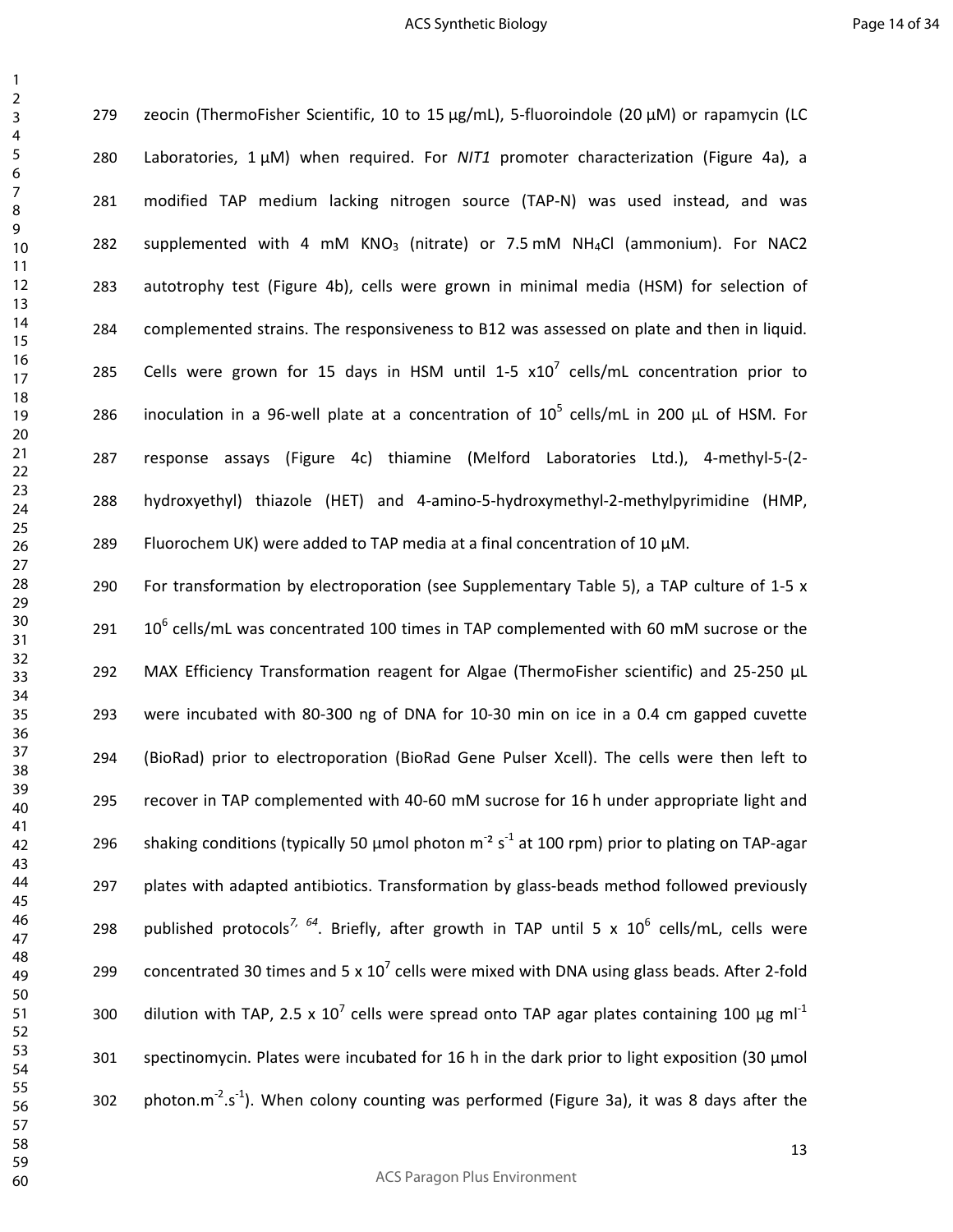zeocin (ThermoFisher Scientific, 10 to 15 µg/mL), 5-fluoroindole (20 µM) or rapamycin (LC Laboratories, 1 µM) when required. For *NIT1* promoter characterization (Figure 4a), a modified TAP medium lacking nitrogen source (TAP-N) was used instead, and was supplemented with 4 mM $KNO_3$ (nitrate) or 7.5 mM $NH_4Cl$ (ammonium). For NAC2 autotrophy test (Figure 4b), cells were grown in minimal media (HSM) for selection of complemented strains. The responsiveness to B12 was assessed on plate and then in liquid. Cells were grown for 15 days in HSM until 1-5 $\times 10^7$ cells/mL concentration prior to inoculation in a 96-well plate at a concentration of $10^5$ cells/mL in 200 µL of HSM. For response assays (Figure 4c) thiamine (Melford Laboratories Ltd.), 4-methyl-5-(2-hydroxyethyl) thiazole (HET) and 4-amino-5-hydroxymethyl-2-methylpyrimidine (HMP, Fluorochem UK) were added to TAP media at a final concentration of 10 µM.

For transformation by electroporation (see Supplementary Table 5), a TAP culture of 1-5 x $10^6$ cells/mL was concentrated 100 times in TAP complemented with 60 mM sucrose or the MAX Efficiency Transformation reagent for Algae (ThermoFisher scientific) and 25-250 µL were incubated with 80-300 ng of DNA for 10-30 min on ice in a 0.4 cm gapped cuvette (BioRad) prior to electroporation (BioRad Gene Pulser Xcell). The cells were then left to recover in TAP complemented with 40-60 mM sucrose for 16 h under appropriate light and shaking conditions (typically 50 µmol photon $m^{-2}$ $s^{-1}$ at 100 rpm) prior to plating on TAP-agar plates with adapted antibiotics. Transformation by glass-beads method followed previously published protocols[7, 64]. Briefly, after growth in TAP until 5 x $10^6$ cells/mL, cells were concentrated 30 times and 5 x $10^7$ cells were mixed with DNA using glass beads. After 2-fold dilution with TAP, 2.5 x $10^7$ cells were spread onto TAP agar plates containing 100 µg $ml^{-1}$ spectinomycin. Plates were incubated for 16 h in the dark prior to light exposition (30 µmol photon.$m^{-2}$.$s^{-1}$). When colony counting was performed (Figure 3a), it was 8 days after the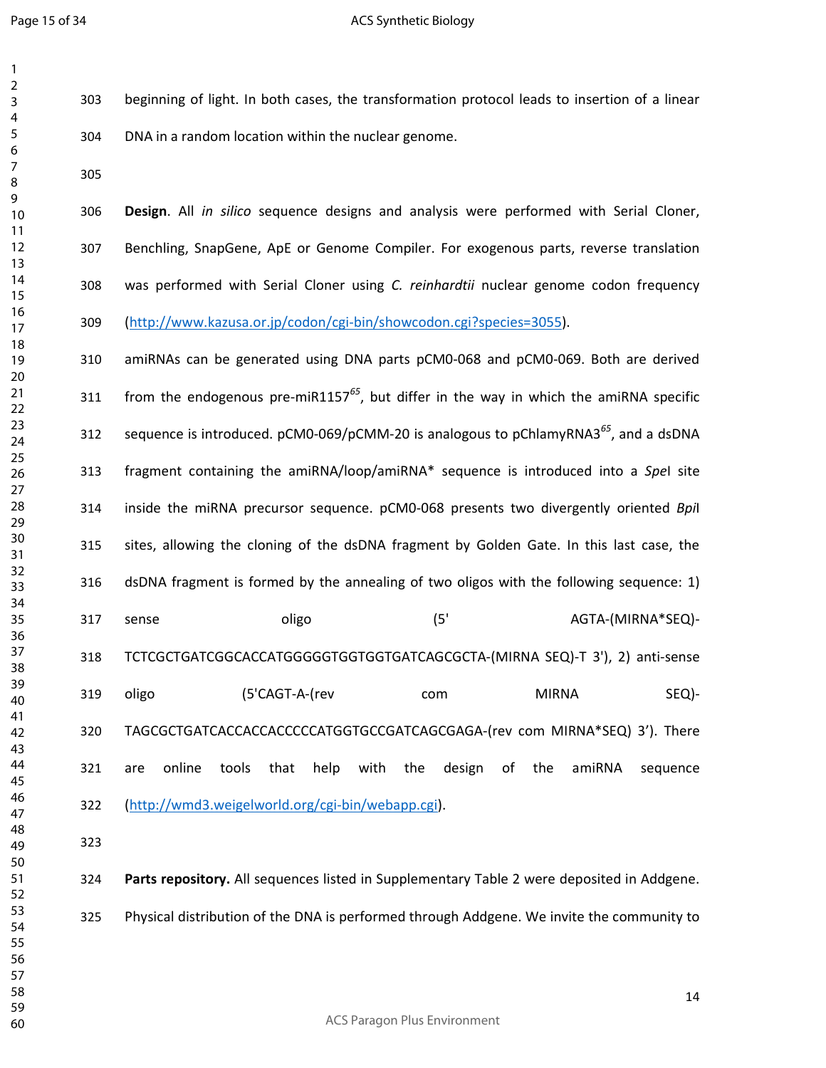beginning of light. In both cases, the transformation protocol leads to insertion of a linear DNA in a random location within the nuclear genome.

**Design**. All *in silico* sequence designs and analysis were performed with Serial Cloner, Benchling, SnapGene, ApE or Genome Compiler. For exogenous parts, reverse translation was performed with Serial Cloner using *C. reinhardtii* nuclear genome codon frequency (http://www.kazusa.or.jp/codon/cgi-bin/showcodon.cgi?species=3055).

amiRNAs can be generated using DNA parts pCM0-068 and pCM0-069. Both are derived from the endogenous pre-miR1157[65], but differ in the way in which the amiRNA specific sequence is introduced. pCM0-069/pCMM-20 is analogous to pChlamyRNA3[65], and a dsDNA fragment containing the amiRNA/loop/amiRNA* sequence is introduced into a *Spe*I site inside the miRNA precursor sequence. pCM0-068 presents two divergently oriented *Bpi*I sites, allowing the cloning of the dsDNA fragment by Golden Gate. In this last case, the dsDNA fragment is formed by the annealing of two oligos with the following sequence: 1) sense oligo (5' AGTA-(MIRNA*SEQ)-TCTCGCTGATCGGCACCATGGGGGTGGTGGTGATCAGCGCTA-(MIRNA SEQ)-T 3'), 2) anti-sense oligo (5'CAGT-A-(rev com MIRNA SEQ)-TAGCGCTGATCACCACCACCCCCATGGTGCCGATCAGCGAGA-(rev com MIRNA*SEQ) 3'). There are online tools that help with the design of the amiRNA sequence (http://wmd3.weigelworld.org/cgi-bin/webapp.cgi).

**Parts repository.** All sequences listed in Supplementary Table 2 were deposited in Addgene. Physical distribution of the DNA is performed through Addgene. We invite the community to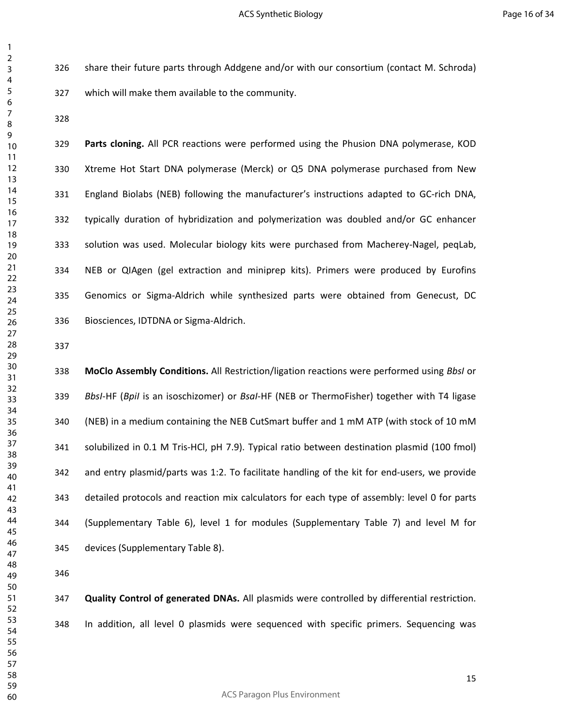share their future parts through Addgene and/or with our consortium (contact M. Schroda) which will make them available to the community.

**Parts cloning.** All PCR reactions were performed using the Phusion DNA polymerase, KOD Xtreme Hot Start DNA polymerase (Merck) or Q5 DNA polymerase purchased from New England Biolabs (NEB) following the manufacturer's instructions adapted to GC-rich DNA, typically duration of hybridization and polymerization was doubled and/or GC enhancer solution was used. Molecular biology kits were purchased from Macherey-Nagel, peqLab, NEB or QIAgen (gel extraction and miniprep kits). Primers were produced by Eurofins Genomics or Sigma-Aldrich while synthesized parts were obtained from Genecust, DC Biosciences, IDTDNA or Sigma-Aldrich.

**MoClo Assembly Conditions.** All Restriction/ligation reactions were performed using *BbsI* or *BbsI*-HF (*BpiI* is an isoschizomer) or *BsaI*-HF (NEB or ThermoFisher) together with T4 ligase (NEB) in a medium containing the NEB CutSmart buffer and 1 mM ATP (with stock of 10 mM solubilized in 0.1 M Tris-HCl, pH 7.9). Typical ratio between destination plasmid (100 fmol) and entry plasmid/parts was 1:2. To facilitate handling of the kit for end-users, we provide detailed protocols and reaction mix calculators for each type of assembly: level 0 for parts (Supplementary Table 6), level 1 for modules (Supplementary Table 7) and level M for devices (Supplementary Table 8).

**Quality Control of generated DNAs.** All plasmids were controlled by differential restriction. In addition, all level 0 plasmids were sequenced with specific primers. Sequencing was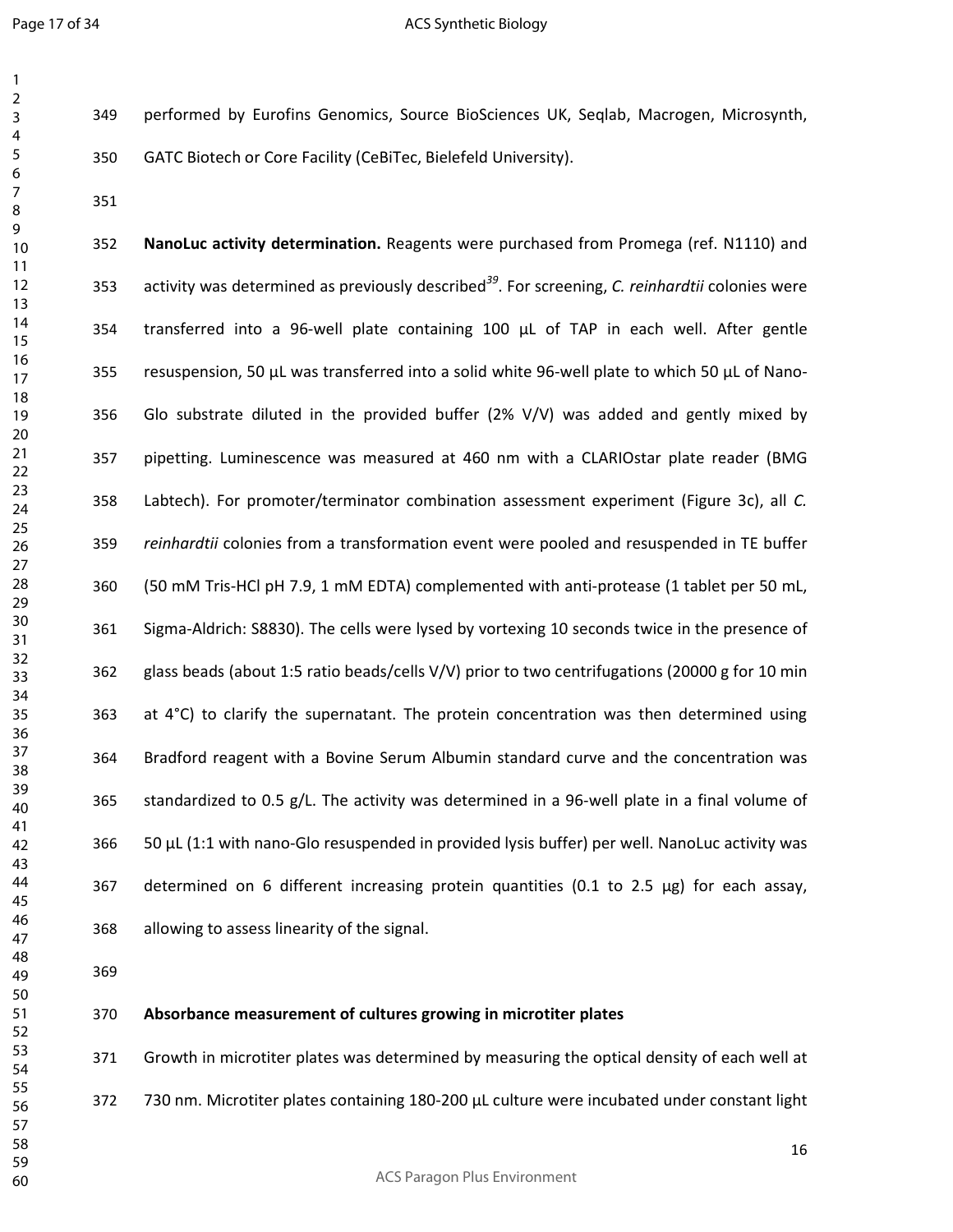performed by Eurofins Genomics, Source BioSciences UK, Seqlab, Macrogen, Microsynth, GATC Biotech or Core Facility (CeBiTec, Bielefeld University).

**NanoLuc activity determination.** Reagents were purchased from Promega (ref. N1110) and activity was determined as previously described[39]. For screening, *C. reinhardtii* colonies were transferred into a 96-well plate containing 100 µL of TAP in each well. After gentle resuspension, 50 µL was transferred into a solid white 96-well plate to which 50 µL of Nano-Glo substrate diluted in the provided buffer (2% V/V) was added and gently mixed by pipetting. Luminescence was measured at 460 nm with a CLARIOstar plate reader (BMG Labtech). For promoter/terminator combination assessment experiment (Figure 3c), all *C. reinhardtii* colonies from a transformation event were pooled and resuspended in TE buffer (50 mM Tris-HCl pH 7.9, 1 mM EDTA) complemented with anti-protease (1 tablet per 50 mL, Sigma-Aldrich: S8830). The cells were lysed by vortexing 10 seconds twice in the presence of glass beads (about 1:5 ratio beads/cells V/V) prior to two centrifugations (20000 g for 10 min at 4°C) to clarify the supernatant. The protein concentration was then determined using Bradford reagent with a Bovine Serum Albumin standard curve and the concentration was standardized to 0.5 g/L. The activity was determined in a 96-well plate in a final volume of 50 µL (1:1 with nano-Glo resuspended in provided lysis buffer) per well. NanoLuc activity was determined on 6 different increasing protein quantities (0.1 to 2.5 µg) for each assay, allowing to assess linearity of the signal.

**Absorbance measurement of cultures growing in microtiter plates**

Growth in microtiter plates was determined by measuring the optical density of each well at 730 nm. Microtiter plates containing 180-200 µL culture were incubated under constant light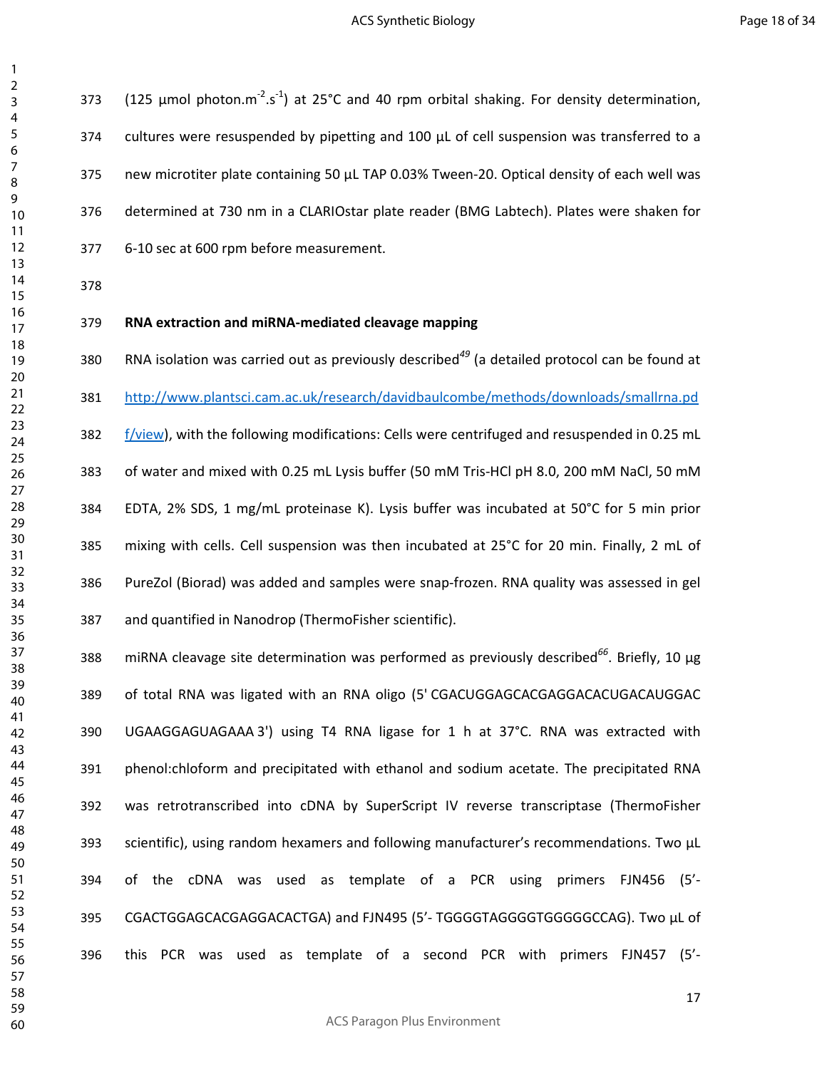(125 µmol photon.$m^{-2}.s^{-1}$) at 25°C and 40 rpm orbital shaking. For density determination, cultures were resuspended by pipetting and 100 µL of cell suspension was transferred to a new microtiter plate containing 50 µL TAP 0.03% Tween-20. Optical density of each well was determined at 730 nm in a CLARIOstar plate reader (BMG Labtech). Plates were shaken for 6-10 sec at 600 rpm before measurement.

**RNA extraction and miRNA-mediated cleavage mapping**

RNA isolation was carried out as previously described[49] (a detailed protocol can be found at http://www.plantsci.cam.ac.uk/research/davidbaulcombe/methods/downloads/smallrna.pdf/view), with the following modifications: Cells were centrifuged and resuspended in 0.25 mL of water and mixed with 0.25 mL Lysis buffer (50 mM Tris-HCl pH 8.0, 200 mM NaCl, 50 mM EDTA, 2% SDS, 1 mg/mL proteinase K). Lysis buffer was incubated at 50°C for 5 min prior mixing with cells. Cell suspension was then incubated at 25°C for 20 min. Finally, 2 mL of PureZol (Biorad) was added and samples were snap-frozen. RNA quality was assessed in gel and quantified in Nanodrop (ThermoFisher scientific).

miRNA cleavage site determination was performed as previously described[66]. Briefly, 10 µg of total RNA was ligated with an RNA oligo (5' CGACUGGAGCACGAGGACACUGACAUGGAC UGAAGGAGUAGAAA 3') using T4 RNA ligase for 1 h at 37°C. RNA was extracted with phenol:chloform and precipitated with ethanol and sodium acetate. The precipitated RNA was retrotranscribed into cDNA by SuperScript IV reverse transcriptase (ThermoFisher scientific), using random hexamers and following manufacturer's recommendations. Two µL of the cDNA was used as template of a PCR using primers FJN456 (5'-CGACTGGAGCACGAGGACACTGA) and FJN495 (5'- TGGGGTAGGGGTGGGGGCCAG). Two µL of this PCR was used as template of a second PCR with primers FJN457 (5'-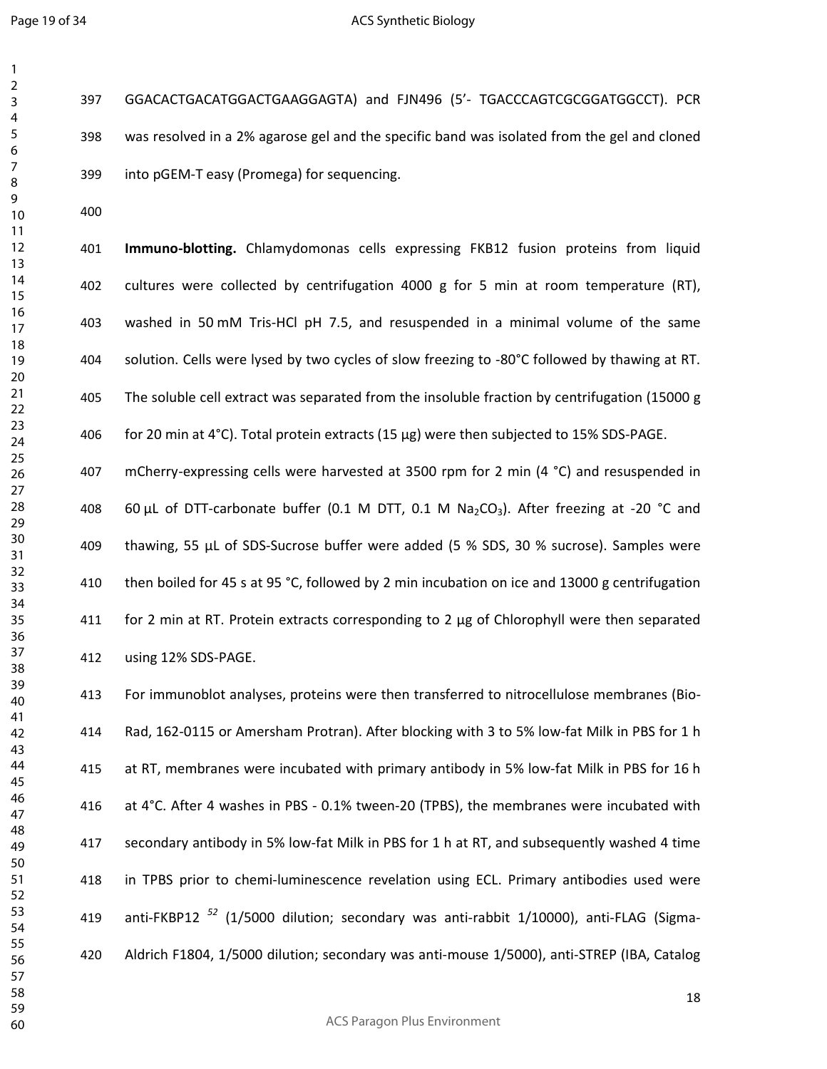GGACACTGACATGGACTGAAGGAGTA) and FJN496 (5'- TGACCCAGTCGCGGATGGCCT). PCR was resolved in a 2% agarose gel and the specific band was isolated from the gel and cloned into pGEM-T easy (Promega) for sequencing.

**Immuno-blotting.** Chlamydomonas cells expressing FKB12 fusion proteins from liquid cultures were collected by centrifugation 4000 g for 5 min at room temperature (RT), washed in 50 mM Tris-HCl pH 7.5, and resuspended in a minimal volume of the same solution. Cells were lysed by two cycles of slow freezing to -80°C followed by thawing at RT. The soluble cell extract was separated from the insoluble fraction by centrifugation (15000 g for 20 min at 4°C). Total protein extracts (15 µg) were then subjected to 15% SDS-PAGE.

mCherry-expressing cells were harvested at 3500 rpm for 2 min (4 °C) and resuspended in 60 µL of DTT-carbonate buffer (0.1 M DTT, 0.1 M $Na_2CO_3$). After freezing at -20 °C and thawing, 55 µL of SDS-Sucrose buffer were added (5 % SDS, 30 % sucrose). Samples were then boiled for 45 s at 95 °C, followed by 2 min incubation on ice and 13000 g centrifugation for 2 min at RT. Protein extracts corresponding to 2 µg of Chlorophyll were then separated using 12% SDS-PAGE.

For immunoblot analyses, proteins were then transferred to nitrocellulose membranes (Bio-Rad, 162-0115 or Amersham Protran). After blocking with 3 to 5% low-fat Milk in PBS for 1 h at RT, membranes were incubated with primary antibody in 5% low-fat Milk in PBS for 16 h at 4°C. After 4 washes in PBS - 0.1% tween-20 (TPBS), the membranes were incubated with secondary antibody in 5% low-fat Milk in PBS for 1 h at RT, and subsequently washed 4 time in TPBS prior to chemi-luminescence revelation using ECL. Primary antibodies used were anti-FKBP12 [52] (1/5000 dilution; secondary was anti-rabbit 1/10000), anti-FLAG (Sigma-Aldrich F1804, 1/5000 dilution; secondary was anti-mouse 1/5000), anti-STREP (IBA, Catalog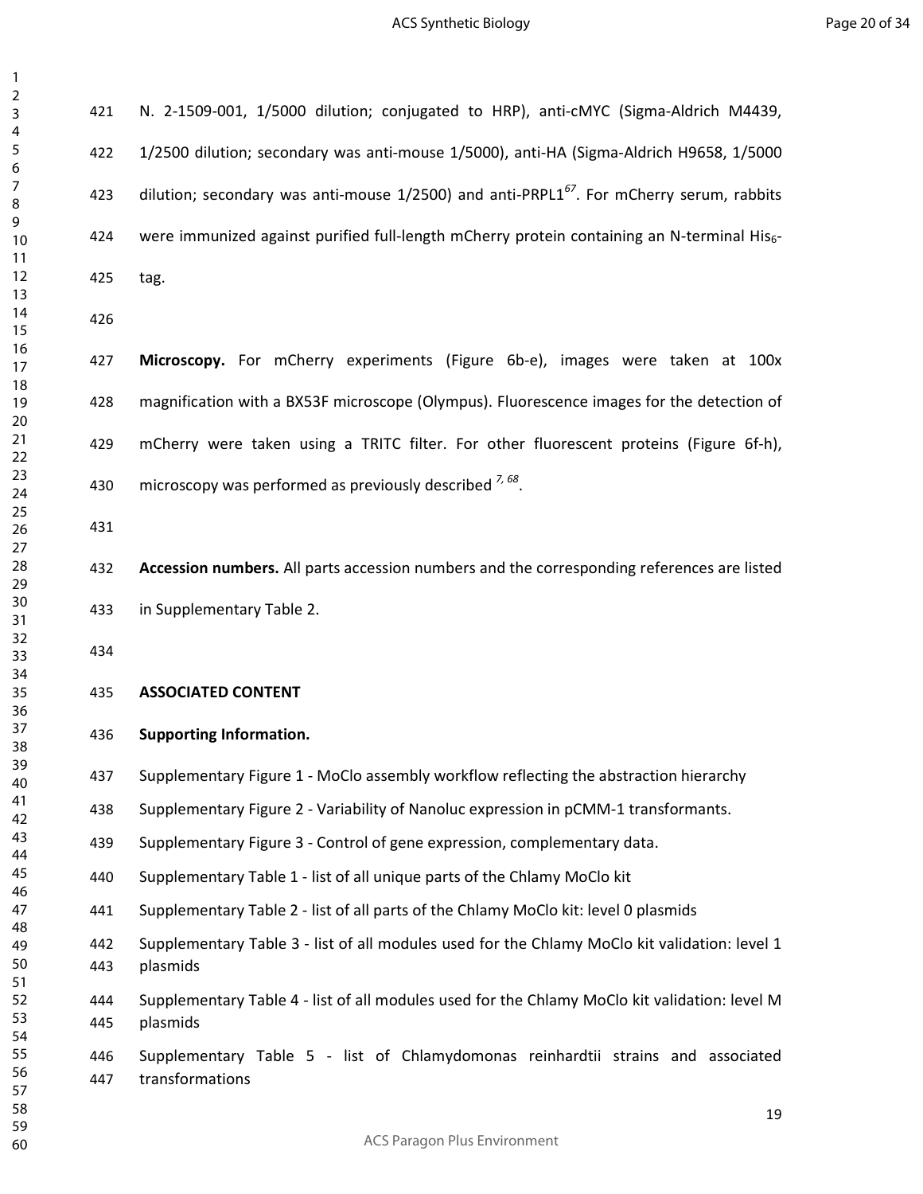N. 2-1509-001, 1/5000 dilution; conjugated to HRP), anti-cMYC (Sigma-Aldrich M4439, 1/2500 dilution; secondary was anti-mouse 1/5000), anti-HA (Sigma-Aldrich H9658, 1/5000 dilution; secondary was anti-mouse 1/2500) and anti-PRPL1[67]. For mCherry serum, rabbits were immunized against purified full-length mCherry protein containing an N-terminal $His_6$-tag.

**Microscopy.** For mCherry experiments (Figure 6b-e), images were taken at 100x magnification with a BX53F microscope (Olympus). Fluorescence images for the detection of mCherry were taken using a TRITC filter. For other fluorescent proteins (Figure 6f-h), microscopy was performed as previously described [7, 68].

**Accession numbers.** All parts accession numbers and the corresponding references are listed in Supplementary Table 2.

## ASSOCIATED CONTENT

**Supporting Information.**

Supplementary Figure 1 - MoClo assembly workflow reflecting the abstraction hierarchy

Supplementary Figure 2 - Variability of Nanoluc expression in pCMM-1 transformants.

Supplementary Figure 3 - Control of gene expression, complementary data.

Supplementary Table 1 - list of all unique parts of the Chlamy MoClo kit

Supplementary Table 2 - list of all parts of the Chlamy MoClo kit: level 0 plasmids

Supplementary Table 3 - list of all modules used for the Chlamy MoClo kit validation: level 1 plasmids

Supplementary Table 4 - list of all modules used for the Chlamy MoClo kit validation: level M plasmids

Supplementary Table 5 - list of Chlamydomonas reinhardtii strains and associated transformations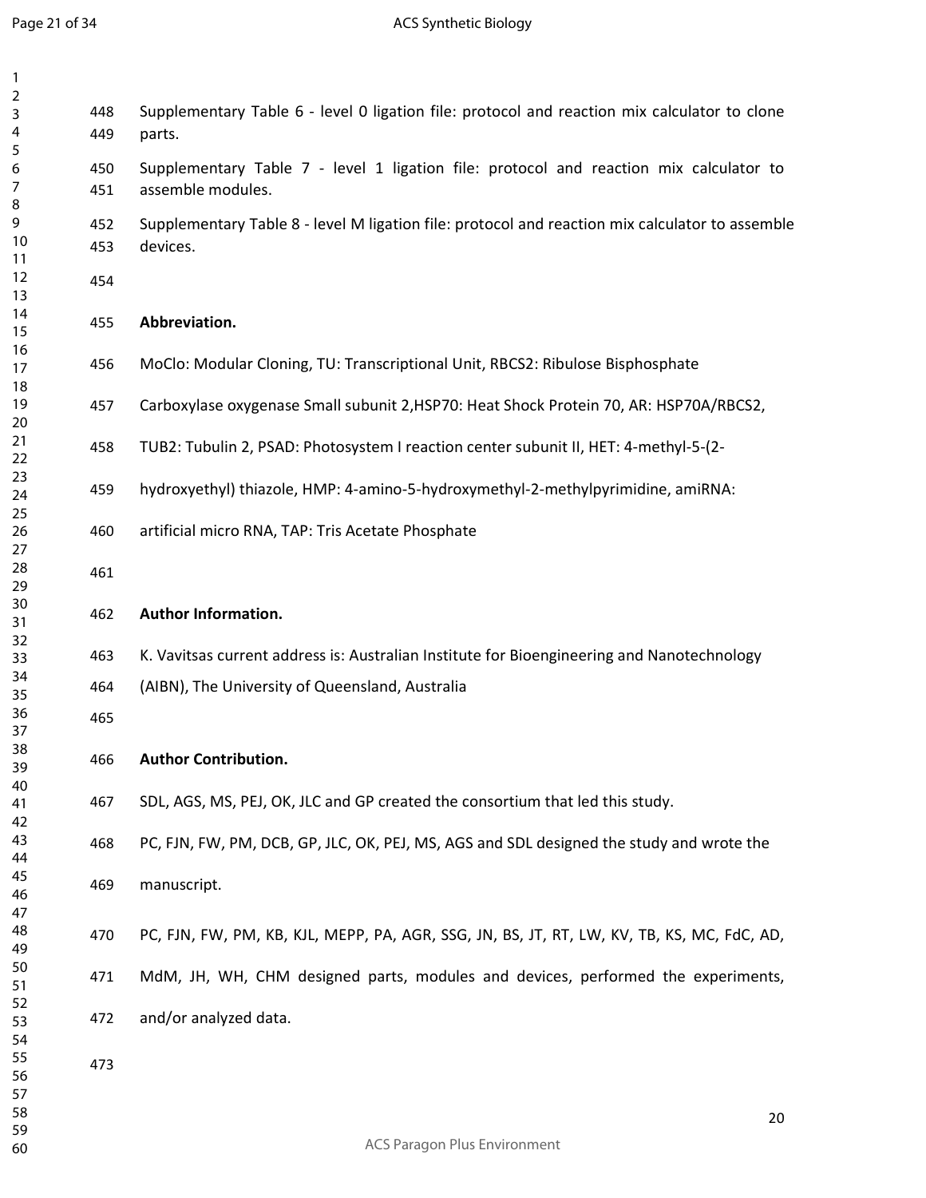Supplementary Table 6 - level 0 ligation file: protocol and reaction mix calculator to clone parts.

Supplementary Table 7 - level 1 ligation file: protocol and reaction mix calculator to assemble modules.

Supplementary Table 8 - level M ligation file: protocol and reaction mix calculator to assemble devices.

**Abbreviation.**

MoClo: Modular Cloning, TU: Transcriptional Unit, RBCS2: Ribulose Bisphosphate Carboxylase oxygenase Small subunit 2,HSP70: Heat Shock Protein 70, AR: HSP70A/RBCS2, TUB2: Tubulin 2, PSAD: Photosystem I reaction center subunit II, HET: 4-methyl-5-(2-hydroxyethyl) thiazole, HMP: 4-amino-5-hydroxymethyl-2-methylpyrimidine, amiRNA: artificial micro RNA, TAP: Tris Acetate Phosphate

**Author Information.**

K. Vavitsas current address is: Australian Institute for Bioengineering and Nanotechnology (AIBN), The University of Queensland, Australia

**Author Contribution.**

SDL, AGS, MS, PEJ, OK, JLC and GP created the consortium that led this study.

PC, FJN, FW, PM, DCB, GP, JLC, OK, PEJ, MS, AGS and SDL designed the study and wrote the manuscript.

PC, FJN, FW, PM, KB, KJL, MEPP, PA, AGR, SSG, JN, BS, JT, RT, LW, KV, TB, KS, MC, FdC, AD, MdM, JH, WH, CHM designed parts, modules and devices, performed the experiments, and/or analyzed data.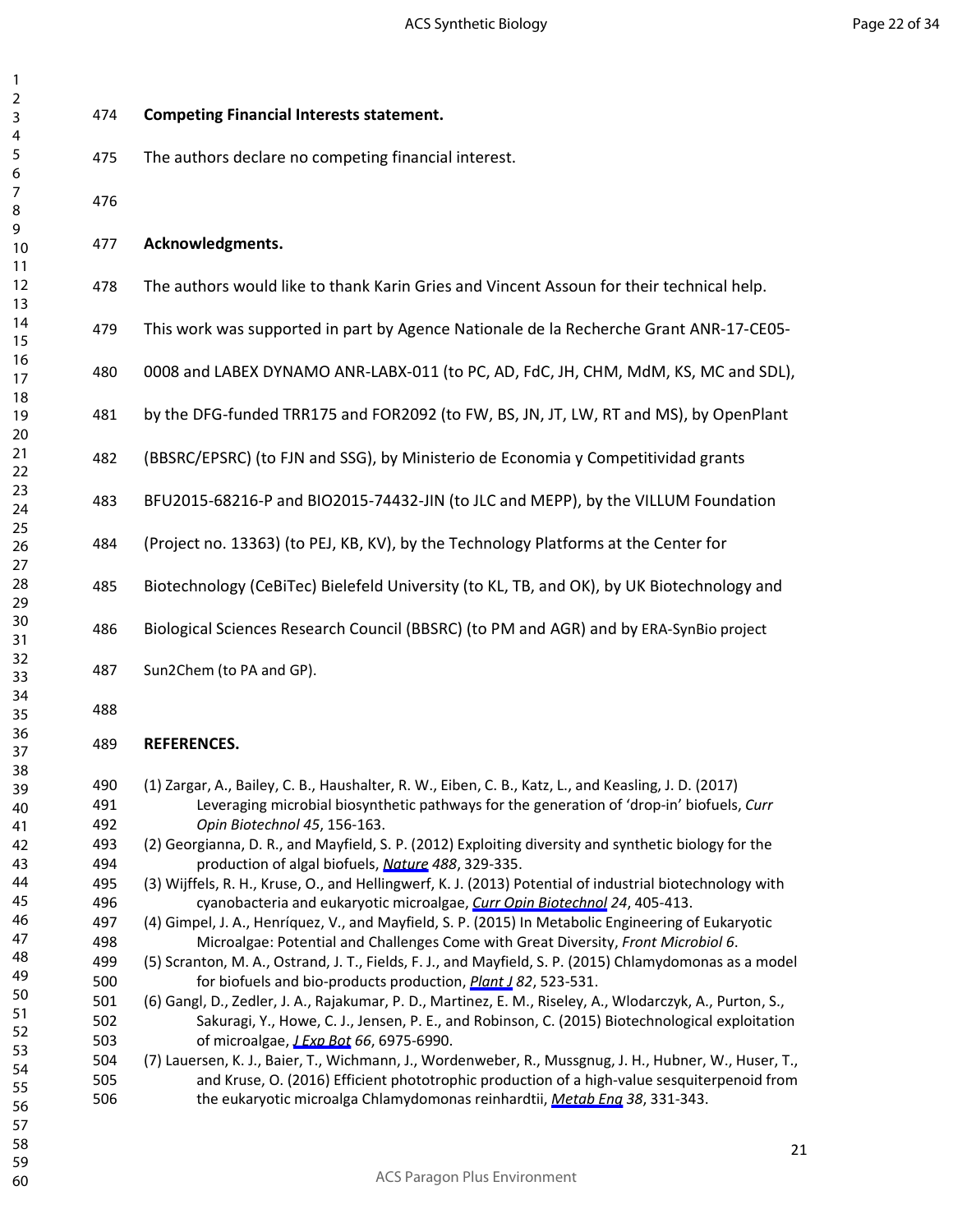**Competing Financial Interests statement.**

The authors declare no competing financial interest.

**Acknowledgments.**

The authors would like to thank Karin Gries and Vincent Assoun for their technical help. This work was supported in part by Agence Nationale de la Recherche Grant ANR-17-CE05-0008 and LABEX DYNAMO ANR-LABX-011 (to PC, AD, FdC, JH, CHM, MdM, KS, MC and SDL), by the DFG-funded TRR175 and FOR2092 (to FW, BS, JN, JT, LW, RT and MS), by OpenPlant (BBSRC/EPSRC) (to FJN and SSG), by Ministerio de Economia y Competitividad grants BFU2015-68216-P and BIO2015-74432-JIN (to JLC and MEPP), by the VILLUM Foundation (Project no. 13363) (to PEJ, KB, KV), by the Technology Platforms at the Center for Biotechnology (CeBiTec) Bielefeld University (to KL, TB, and OK), by UK Biotechnology and Biological Sciences Research Council (BBSRC) (to PM and AGR) and by ERA-SynBio project Sun2Chem (to PA and GP).

**REFERENCES.**

(1) Zargar, A., Bailey, C. B., Haushalter, R. W., Eiben, C. B., Katz, L., and Keasling, J. D. (2017) Leveraging microbial biosynthetic pathways for the generation of 'drop-in' biofuels, *Curr Opin Biotechnol 45*, 156-163.

(2) Georgianna, D. R., and Mayfield, S. P. (2012) Exploiting diversity and synthetic biology for the production of algal biofuels, *Nature 488*, 329-335.

(3) Wijffels, R. H., Kruse, O., and Hellingwerf, K. J. (2013) Potential of industrial biotechnology with cyanobacteria and eukaryotic microalgae, *Curr Opin Biotechnol 24*, 405-413.

(4) Gimpel, J. A., Henríquez, V., and Mayfield, S. P. (2015) In Metabolic Engineering of Eukaryotic Microalgae: Potential and Challenges Come with Great Diversity, *Front Microbiol 6*.

(5) Scranton, M. A., Ostrand, J. T., Fields, F. J., and Mayfield, S. P. (2015) Chlamydomonas as a model for biofuels and bio-products production, *Plant J 82*, 523-531.

(6) Gangl, D., Zedler, J. A., Rajakumar, P. D., Martinez, E. M., Riseley, A., Wlodarczyk, A., Purton, S., Sakuragi, Y., Howe, C. J., Jensen, P. E., and Robinson, C. (2015) Biotechnological exploitation of microalgae, *J Exp Bot 66*, 6975-6990.

(7) Lauersen, K. J., Baier, T., Wichmann, J., Wordenweber, R., Mussgnug, J. H., Hubner, W., Huser, T., and Kruse, O. (2016) Efficient phototrophic production of a high-value sesquiterpenoid from the eukaryotic microalga Chlamydomonas reinhardtii, *Metab Eng 38*, 331-343.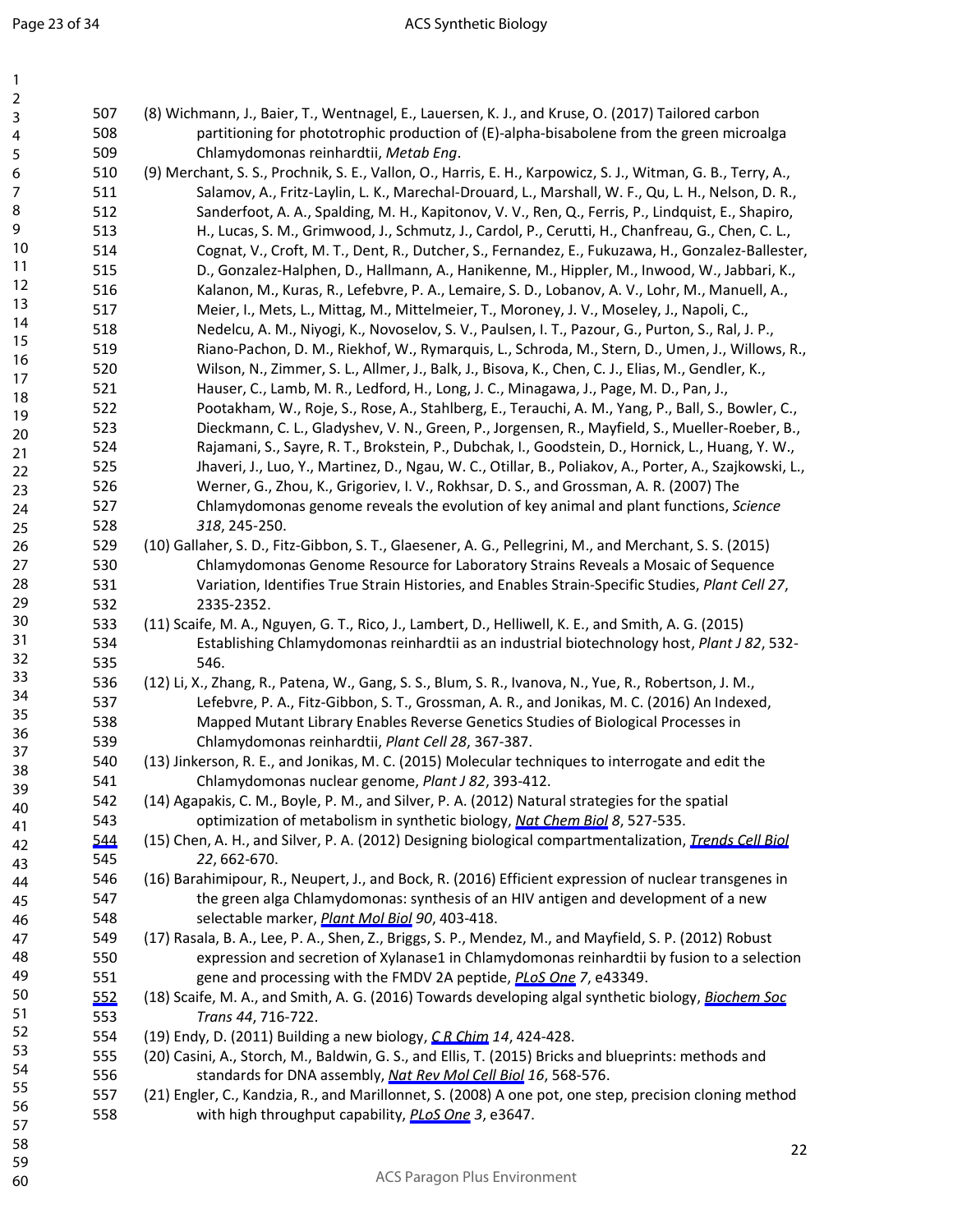(8) Wichmann, J., Baier, T., Wentnagel, E., Lauersen, K. J., and Kruse, O. (2017) Tailored carbon partitioning for phototrophic production of (E)-alpha-bisabolene from the green microalga Chlamydomonas reinhardtii, *Metab Eng*.

(9) Merchant, S. S., Prochnik, S. E., Vallon, O., Harris, E. H., Karpowicz, S. J., Witman, G. B., Terry, A., Salamov, A., Fritz-Laylin, L. K., Marechal-Drouard, L., Marshall, W. F., Qu, L. H., Nelson, D. R., Sanderfoot, A. A., Spalding, M. H., Kapitonov, V. V., Ren, Q., Ferris, P., Lindquist, E., Shapiro, H., Lucas, S. M., Grimwood, J., Schmutz, J., Cardol, P., Cerutti, H., Chanfreau, G., Chen, C. L., Cognat, V., Croft, M. T., Dent, R., Dutcher, S., Fernandez, E., Fukuzawa, H., Gonzalez-Ballester, D., Gonzalez-Halphen, D., Hallmann, A., Hanikenne, M., Hippler, M., Inwood, W., Jabbari, K., Kalanon, M., Kuras, R., Lefebvre, P. A., Lemaire, S. D., Lobanov, A. V., Lohr, M., Manuell, A., Meier, I., Mets, L., Mittag, M., Mittelmeier, T., Moroney, J. V., Moseley, J., Napoli, C., Nedelcu, A. M., Niyogi, K., Novoselov, S. V., Paulsen, I. T., Pazour, G., Purton, S., Ral, J. P., Riano-Pachon, D. M., Riekhof, W., Rymarquis, L., Schroda, M., Stern, D., Umen, J., Willows, R., Wilson, N., Zimmer, S. L., Allmer, J., Balk, J., Bisova, K., Chen, C. J., Elias, M., Gendler, K., Hauser, C., Lamb, M. R., Ledford, H., Long, J. C., Minagawa, J., Page, M. D., Pan, J., Pootakham, W., Roje, S., Rose, A., Stahlberg, E., Terauchi, A. M., Yang, P., Ball, S., Bowler, C., Dieckmann, C. L., Gladyshev, V. N., Green, P., Jorgensen, R., Mayfield, S., Mueller-Roeber, B., Rajamani, S., Sayre, R. T., Brokstein, P., Dubchak, I., Goodstein, D., Hornick, L., Huang, Y. W., Jhaveri, J., Luo, Y., Martinez, D., Ngau, W. C., Otillar, B., Poliakov, A., Porter, A., Szajkowski, L., Werner, G., Zhou, K., Grigoriev, I. V., Rokhsar, D. S., and Grossman, A. R. (2007) The Chlamydomonas genome reveals the evolution of key animal and plant functions, *Science 318*, 245-250.

(10) Gallaher, S. D., Fitz-Gibbon, S. T., Glaesener, A. G., Pellegrini, M., and Merchant, S. S. (2015) Chlamydomonas Genome Resource for Laboratory Strains Reveals a Mosaic of Sequence Variation, Identifies True Strain Histories, and Enables Strain-Specific Studies, *Plant Cell 27*, 2335-2352.

(11) Scaife, M. A., Nguyen, G. T., Rico, J., Lambert, D., Helliwell, K. E., and Smith, A. G. (2015) Establishing Chlamydomonas reinhardtii as an industrial biotechnology host, *Plant J 82*, 532-546.

(12) Li, X., Zhang, R., Patena, W., Gang, S. S., Blum, S. R., Ivanova, N., Yue, R., Robertson, J. M., Lefebvre, P. A., Fitz-Gibbon, S. T., Grossman, A. R., and Jonikas, M. C. (2016) An Indexed, Mapped Mutant Library Enables Reverse Genetics Studies of Biological Processes in Chlamydomonas reinhardtii, *Plant Cell 28*, 367-387.

(13) Jinkerson, R. E., and Jonikas, M. C. (2015) Molecular techniques to interrogate and edit the Chlamydomonas nuclear genome, *Plant J 82*, 393-412.

(14) Agapakis, C. M., Boyle, P. M., and Silver, P. A. (2012) Natural strategies for the spatial optimization of metabolism in synthetic biology, *Nat Chem Biol 8*, 527-535.

(15) Chen, A. H., and Silver, P. A. (2012) Designing biological compartmentalization, *Trends Cell Biol 22*, 662-670.

(16) Barahimipour, R., Neupert, J., and Bock, R. (2016) Efficient expression of nuclear transgenes in the green alga Chlamydomonas: synthesis of an HIV antigen and development of a new selectable marker, *Plant Mol Biol 90*, 403-418.

(17) Rasala, B. A., Lee, P. A., Shen, Z., Briggs, S. P., Mendez, M., and Mayfield, S. P. (2012) Robust expression and secretion of Xylanase1 in Chlamydomonas reinhardtii by fusion to a selection gene and processing with the FMDV 2A peptide, *PLoS One 7*, e43349.

(18) Scaife, M. A., and Smith, A. G. (2016) Towards developing algal synthetic biology, *Biochem Soc Trans 44*, 716-722.

(19) Endy, D. (2011) Building a new biology, *C R Chim 14*, 424-428.

(20) Casini, A., Storch, M., Baldwin, G. S., and Ellis, T. (2015) Bricks and blueprints: methods and standards for DNA assembly, *Nat Rev Mol Cell Biol 16*, 568-576.

(21) Engler, C., Kandzia, R., and Marillonnet, S. (2008) A one pot, one step, precision cloning method with high throughput capability, *PLoS One 3*, e3647.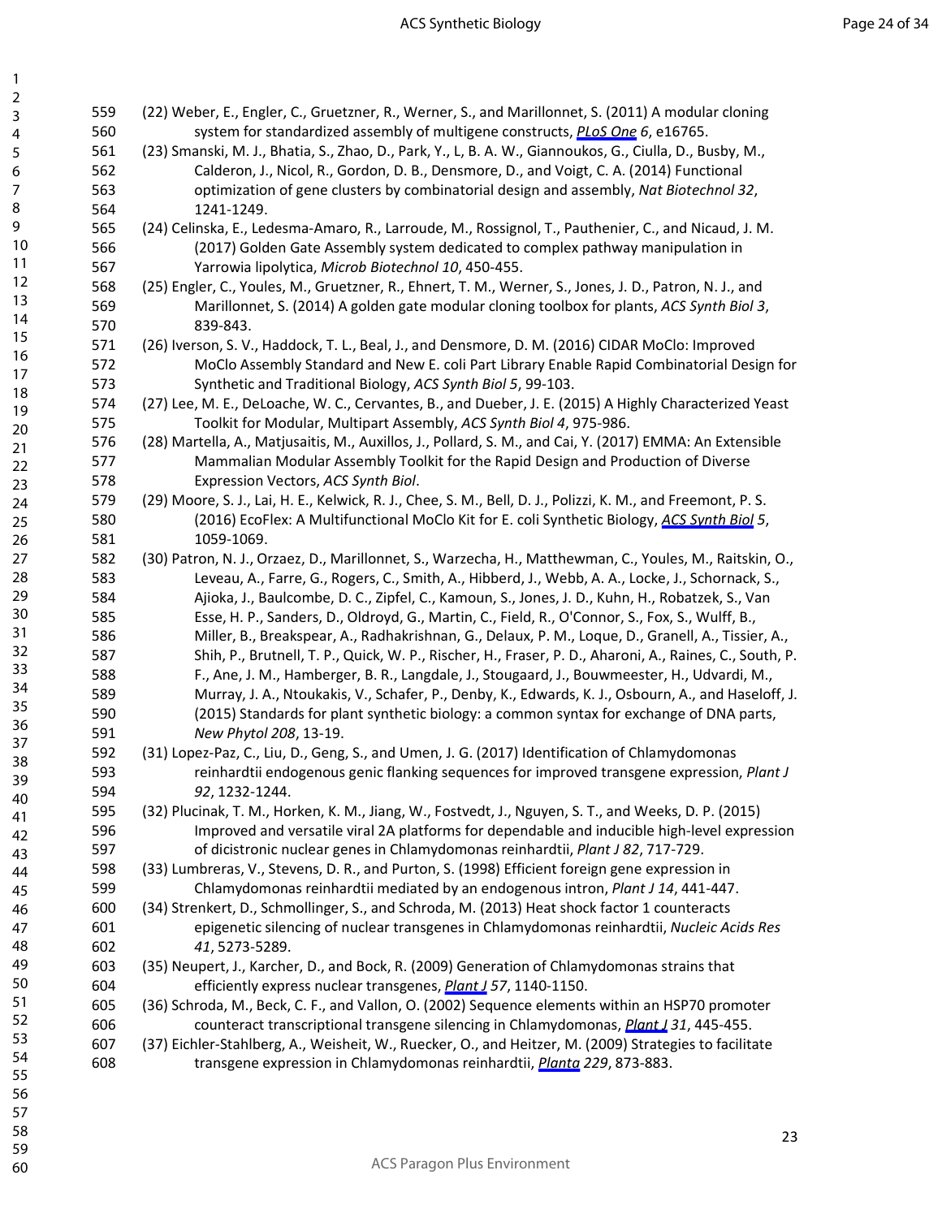(22) Weber, E., Engler, C., Gruetzner, R., Werner, S., and Marillonnet, S. (2011) A modular cloning system for standardized assembly of multigene constructs, *PLoS One 6*, e16765.

(23) Smanski, M. J., Bhatia, S., Zhao, D., Park, Y., L, B. A. W., Giannoukos, G., Ciulla, D., Busby, M., Calderon, J., Nicol, R., Gordon, D. B., Densmore, D., and Voigt, C. A. (2014) Functional optimization of gene clusters by combinatorial design and assembly, *Nat Biotechnol 32*, 1241-1249.

(24) Celinska, E., Ledesma-Amaro, R., Larroude, M., Rossignol, T., Pauthenier, C., and Nicaud, J. M. (2017) Golden Gate Assembly system dedicated to complex pathway manipulation in Yarrowia lipolytica, *Microb Biotechnol 10*, 450-455.

(25) Engler, C., Youles, M., Gruetzner, R., Ehnert, T. M., Werner, S., Jones, J. D., Patron, N. J., and Marillonnet, S. (2014) A golden gate modular cloning toolbox for plants, *ACS Synth Biol 3*, 839-843.

(26) Iverson, S. V., Haddock, T. L., Beal, J., and Densmore, D. M. (2016) CIDAR MoClo: Improved MoClo Assembly Standard and New E. coli Part Library Enable Rapid Combinatorial Design for Synthetic and Traditional Biology, *ACS Synth Biol 5*, 99-103.

(27) Lee, M. E., DeLoache, W. C., Cervantes, B., and Dueber, J. E. (2015) A Highly Characterized Yeast Toolkit for Modular, Multipart Assembly, *ACS Synth Biol 4*, 975-986.

(28) Martella, A., Matjusaitis, M., Auxillos, J., Pollard, S. M., and Cai, Y. (2017) EMMA: An Extensible Mammalian Modular Assembly Toolkit for the Rapid Design and Production of Diverse Expression Vectors, *ACS Synth Biol*.

(29) Moore, S. J., Lai, H. E., Kelwick, R. J., Chee, S. M., Bell, D. J., Polizzi, K. M., and Freemont, P. S. (2016) EcoFlex: A Multifunctional MoClo Kit for E. coli Synthetic Biology, *ACS Synth Biol 5*, 1059-1069.

(30) Patron, N. J., Orzaez, D., Marillonnet, S., Warzecha, H., Matthewman, C., Youles, M., Raitskin, O., Leveau, A., Farre, G., Rogers, C., Smith, A., Hibberd, J., Webb, A. A., Locke, J., Schornack, S., Ajioka, J., Baulcombe, D. C., Zipfel, C., Kamoun, S., Jones, J. D., Kuhn, H., Robatzek, S., Van Esse, H. P., Sanders, D., Oldroyd, G., Martin, C., Field, R., O'Connor, S., Fox, S., Wulff, B., Miller, B., Breakspear, A., Radhakrishnan, G., Delaux, P. M., Loque, D., Granell, A., Tissier, A., Shih, P., Brutnell, T. P., Quick, W. P., Rischer, H., Fraser, P. D., Aharoni, A., Raines, C., South, P. F., Ane, J. M., Hamberger, B. R., Langdale, J., Stougaard, J., Bouwmeester, H., Udvardi, M., Murray, J. A., Ntoukakis, V., Schafer, P., Denby, K., Edwards, K. J., Osbourn, A., and Haseloff, J. (2015) Standards for plant synthetic biology: a common syntax for exchange of DNA parts, *New Phytol 208*, 13-19.

(31) Lopez-Paz, C., Liu, D., Geng, S., and Umen, J. G. (2017) Identification of Chlamydomonas reinhardtii endogenous genic flanking sequences for improved transgene expression, *Plant J 92*, 1232-1244.

(32) Plucinak, T. M., Horken, K. M., Jiang, W., Fostvedt, J., Nguyen, S. T., and Weeks, D. P. (2015) Improved and versatile viral 2A platforms for dependable and inducible high-level expression of dicistronic nuclear genes in Chlamydomonas reinhardtii, *Plant J 82*, 717-729.

(33) Lumbreras, V., Stevens, D. R., and Purton, S. (1998) Efficient foreign gene expression in Chlamydomonas reinhardtii mediated by an endogenous intron, *Plant J 14*, 441-447.

(34) Strenkert, D., Schmollinger, S., and Schroda, M. (2013) Heat shock factor 1 counteracts epigenetic silencing of nuclear transgenes in Chlamydomonas reinhardtii, *Nucleic Acids Res 41*, 5273-5289.

(35) Neupert, J., Karcher, D., and Bock, R. (2009) Generation of Chlamydomonas strains that efficiently express nuclear transgenes, *Plant J 57*, 1140-1150.

(36) Schroda, M., Beck, C. F., and Vallon, O. (2002) Sequence elements within an HSP70 promoter counteract transcriptional transgene silencing in Chlamydomonas, *Plant J 31*, 445-455.

(37) Eichler-Stahlberg, A., Weisheit, W., Ruecker, O., and Heitzer, M. (2009) Strategies to facilitate transgene expression in Chlamydomonas reinhardtii, *Planta 229*, 873-883.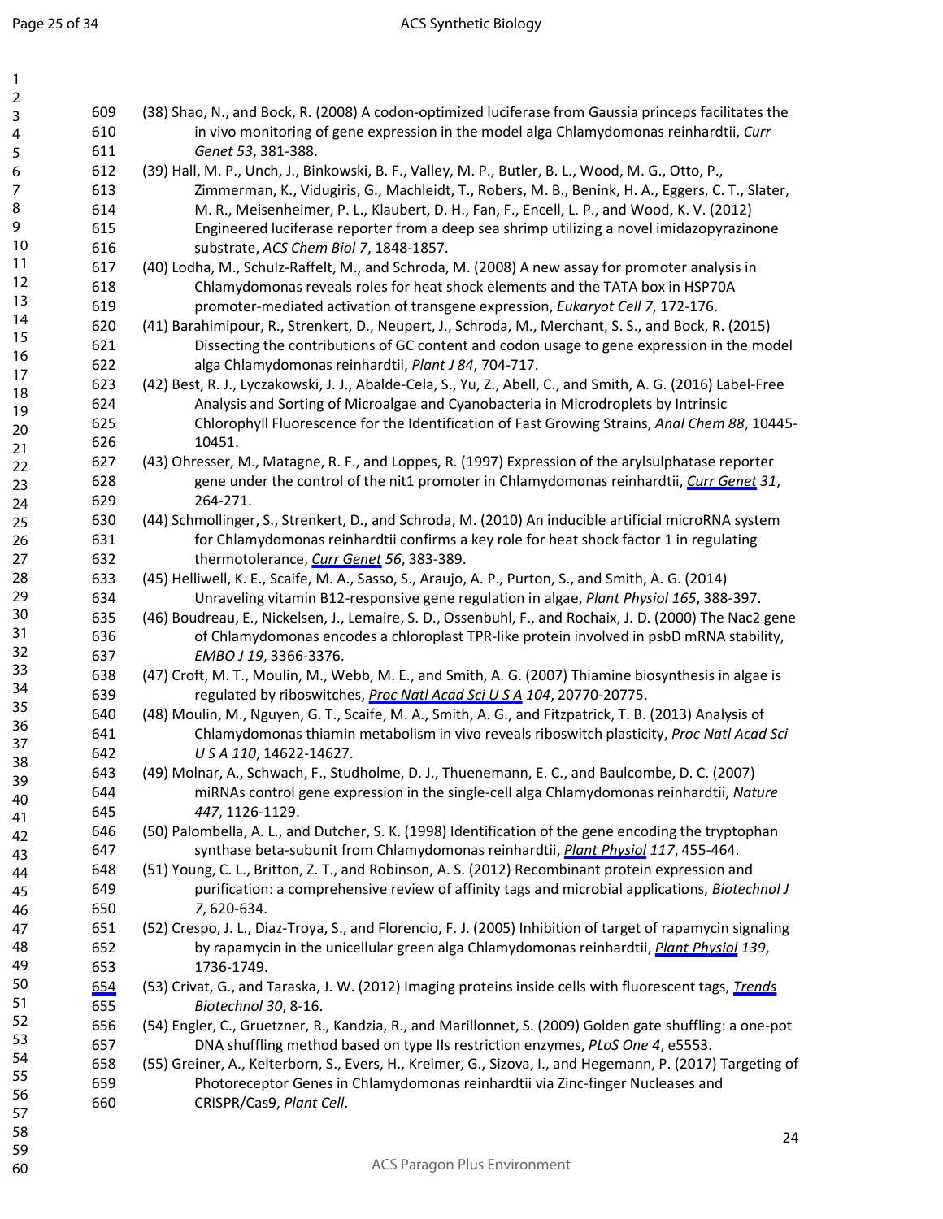(38) Shao, N., and Bock, R. (2008) A codon-optimized luciferase from Gaussia princeps facilitates the in vivo monitoring of gene expression in the model alga Chlamydomonas reinhardtii, *Curr Genet 53*, 381-388.

(39) Hall, M. P., Unch, J., Binkowski, B. F., Valley, M. P., Butler, B. L., Wood, M. G., Otto, P., Zimmerman, K., Vidugiris, G., Machleidt, T., Robers, M. B., Benink, H. A., Eggers, C. T., Slater, M. R., Meisenheimer, P. L., Klaubert, D. H., Fan, F., Encell, L. P., and Wood, K. V. (2012) Engineered luciferase reporter from a deep sea shrimp utilizing a novel imidazopyrazinone substrate, *ACS Chem Biol 7*, 1848-1857.

(40) Lodha, M., Schulz-Raffelt, M., and Schroda, M. (2008) A new assay for promoter analysis in Chlamydomonas reveals roles for heat shock elements and the TATA box in HSP70A promoter-mediated activation of transgene expression, *Eukaryot Cell 7*, 172-176.

(41) Barahimipour, R., Strenkert, D., Neupert, J., Schroda, M., Merchant, S. S., and Bock, R. (2015) Dissecting the contributions of GC content and codon usage to gene expression in the model alga Chlamydomonas reinhardtii, *Plant J 84*, 704-717.

(42) Best, R. J., Lyczakowski, J. J., Abalde-Cela, S., Yu, Z., Abell, C., and Smith, A. G. (2016) Label-Free Analysis and Sorting of Microalgae and Cyanobacteria in Microdroplets by Intrinsic Chlorophyll Fluorescence for the Identification of Fast Growing Strains, *Anal Chem 88*, 10445-10451.

(43) Ohresser, M., Matagne, R. F., and Loppes, R. (1997) Expression of the arylsulphatase reporter gene under the control of the nit1 promoter in Chlamydomonas reinhardtii, *Curr Genet 31*, 264-271.

(44) Schmollinger, S., Strenkert, D., and Schroda, M. (2010) An inducible artificial microRNA system for Chlamydomonas reinhardtii confirms a key role for heat shock factor 1 in regulating thermotolerance, *Curr Genet 56*, 383-389.

(45) Helliwell, K. E., Scaife, M. A., Sasso, S., Araujo, A. P., Purton, S., and Smith, A. G. (2014) Unraveling vitamin B12-responsive gene regulation in algae, *Plant Physiol 165*, 388-397.

(46) Boudreau, E., Nickelsen, J., Lemaire, S. D., Ossenbuhl, F., and Rochaix, J. D. (2000) The Nac2 gene of Chlamydomonas encodes a chloroplast TPR-like protein involved in psbD mRNA stability, *EMBO J 19*, 3366-3376.

(47) Croft, M. T., Moulin, M., Webb, M. E., and Smith, A. G. (2007) Thiamine biosynthesis in algae is regulated by riboswitches, *Proc Natl Acad Sci U S A 104*, 20770-20775.

(48) Moulin, M., Nguyen, G. T., Scaife, M. A., Smith, A. G., and Fitzpatrick, T. B. (2013) Analysis of Chlamydomonas thiamin metabolism in vivo reveals riboswitch plasticity, *Proc Natl Acad Sci U S A 110*, 14622-14627.

(49) Molnar, A., Schwach, F., Studholme, D. J., Thuenemann, E. C., and Baulcombe, D. C. (2007) miRNAs control gene expression in the single-cell alga Chlamydomonas reinhardtii, *Nature 447*, 1126-1129.

(50) Palombella, A. L., and Dutcher, S. K. (1998) Identification of the gene encoding the tryptophan synthase beta-subunit from Chlamydomonas reinhardtii, *Plant Physiol 117*, 455-464.

(51) Young, C. L., Britton, Z. T., and Robinson, A. S. (2012) Recombinant protein expression and purification: a comprehensive review of affinity tags and microbial applications, *Biotechnol J 7*, 620-634.

(52) Crespo, J. L., Diaz-Troya, S., and Florencio, F. J. (2005) Inhibition of target of rapamycin signaling by rapamycin in the unicellular green alga Chlamydomonas reinhardtii, *Plant Physiol 139*, 1736-1749.

(53) Crivat, G., and Taraska, J. W. (2012) Imaging proteins inside cells with fluorescent tags, *Trends Biotechnol 30*, 8-16.

(54) Engler, C., Gruetzner, R., Kandzia, R., and Marillonnet, S. (2009) Golden gate shuffling: a one-pot DNA shuffling method based on type IIs restriction enzymes, *PLoS One 4*, e5553.

(55) Greiner, A., Kelterborn, S., Evers, H., Kreimer, G., Sizova, I., and Hegemann, P. (2017) Targeting of Photoreceptor Genes in Chlamydomonas reinhardtii via Zinc-finger Nucleases and CRISPR/Cas9, *Plant Cell*.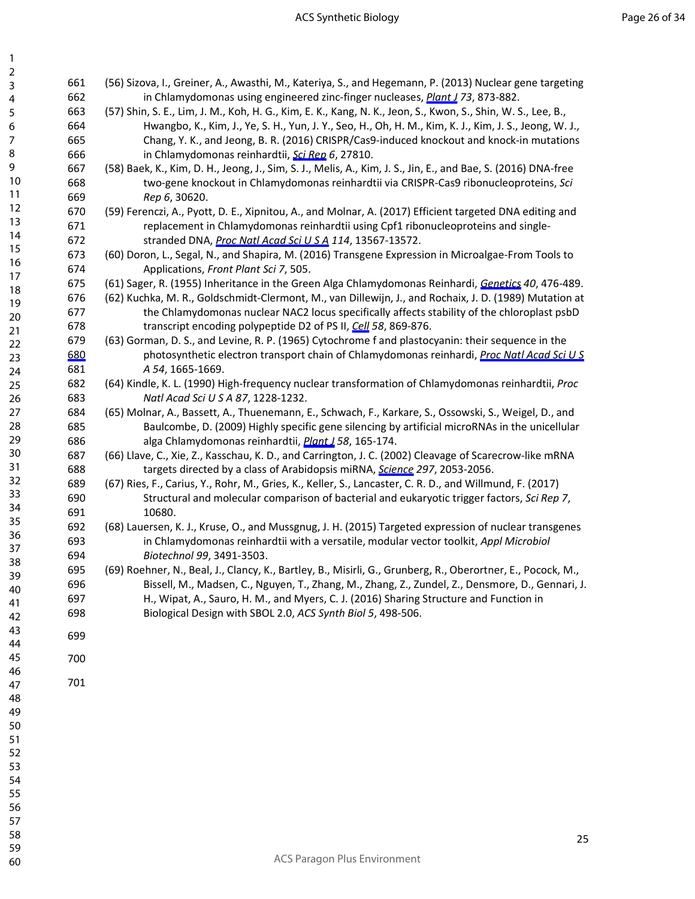(56) Sizova, I., Greiner, A., Awasthi, M., Kateriya, S., and Hegemann, P. (2013) Nuclear gene targeting in Chlamydomonas using engineered zinc-finger nucleases, *Plant J 73*, 873-882.

(57) Shin, S. E., Lim, J. M., Koh, H. G., Kim, E. K., Kang, N. K., Jeon, S., Kwon, S., Shin, W. S., Lee, B., Hwangbo, K., Kim, J., Ye, S. H., Yun, J. Y., Seo, H., Oh, H. M., Kim, K. J., Kim, J. S., Jeong, W. J., Chang, Y. K., and Jeong, B. R. (2016) CRISPR/Cas9-induced knockout and knock-in mutations in Chlamydomonas reinhardtii, *Sci Rep 6*, 27810.

(58) Baek, K., Kim, D. H., Jeong, J., Sim, S. J., Melis, A., Kim, J. S., Jin, E., and Bae, S. (2016) DNA-free two-gene knockout in Chlamydomonas reinhardtii via CRISPR-Cas9 ribonucleoproteins, *Sci Rep 6*, 30620.

(59) Ferenczi, A., Pyott, D. E., Xipnitou, A., and Molnar, A. (2017) Efficient targeted DNA editing and replacement in Chlamydomonas reinhardtii using Cpf1 ribonucleoproteins and single-stranded DNA, *Proc Natl Acad Sci U S A 114*, 13567-13572.

(60) Doron, L., Segal, N., and Shapira, M. (2016) Transgene Expression in Microalgae-From Tools to Applications, *Front Plant Sci 7*, 505.

(61) Sager, R. (1955) Inheritance in the Green Alga Chlamydomonas Reinhardi, *Genetics 40*, 476-489.

(62) Kuchka, M. R., Goldschmidt-Clermont, M., van Dillewijn, J., and Rochaix, J. D. (1989) Mutation at the Chlamydomonas nuclear NAC2 locus specifically affects stability of the chloroplast psbD transcript encoding polypeptide D2 of PS II, *Cell 58*, 869-876.

(63) Gorman, D. S., and Levine, R. P. (1965) Cytochrome f and plastocyanin: their sequence in the photosynthetic electron transport chain of Chlamydomonas reinhardi, *Proc Natl Acad Sci U S A 54*, 1665-1669.

(64) Kindle, K. L. (1990) High-frequency nuclear transformation of Chlamydomonas reinhardtii, *Proc Natl Acad Sci U S A 87*, 1228-1232.

(65) Molnar, A., Bassett, A., Thuenemann, E., Schwach, F., Karkare, S., Ossowski, S., Weigel, D., and Baulcombe, D. (2009) Highly specific gene silencing by artificial microRNAs in the unicellular alga Chlamydomonas reinhardtii, *Plant J 58*, 165-174.

(66) Llave, C., Xie, Z., Kasschau, K. D., and Carrington, J. C. (2002) Cleavage of Scarecrow-like mRNA targets directed by a class of Arabidopsis miRNA, *Science 297*, 2053-2056.

(67) Ries, F., Carius, Y., Rohr, M., Gries, K., Keller, S., Lancaster, C. R. D., and Willmund, F. (2017) Structural and molecular comparison of bacterial and eukaryotic trigger factors, *Sci Rep 7*, 10680.

(68) Lauersen, K. J., Kruse, O., and Mussgnug, J. H. (2015) Targeted expression of nuclear transgenes in Chlamydomonas reinhardtii with a versatile, modular vector toolkit, *Appl Microbiol Biotechnol 99*, 3491-3503.

(69) Roehner, N., Beal, J., Clancy, K., Bartley, B., Misirli, G., Grunberg, R., Oberortner, E., Pocock, M., Bissell, M., Madsen, C., Nguyen, T., Zhang, M., Zhang, Z., Zundel, Z., Densmore, D., Gennari, J. H., Wipat, A., Sauro, H. M., and Myers, C. J. (2016) Sharing Structure and Function in Biological Design with SBOL 2.0, *ACS Synth Biol 5*, 498-506.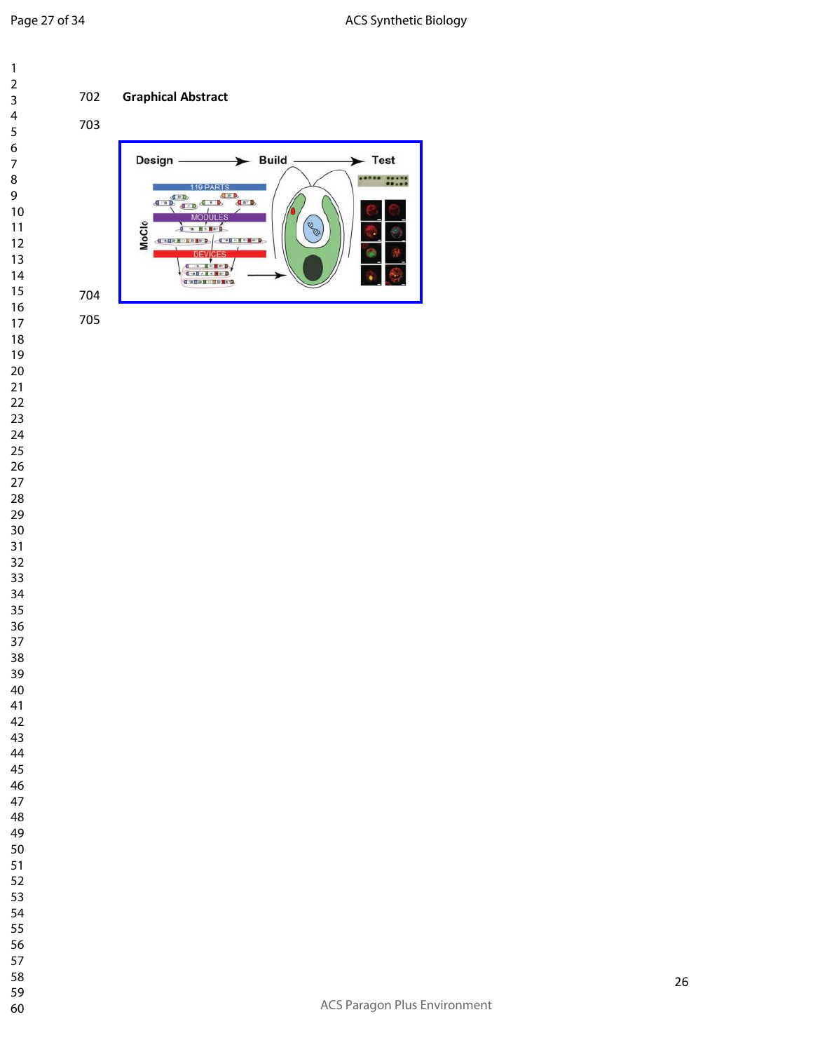**Graphical Abstract**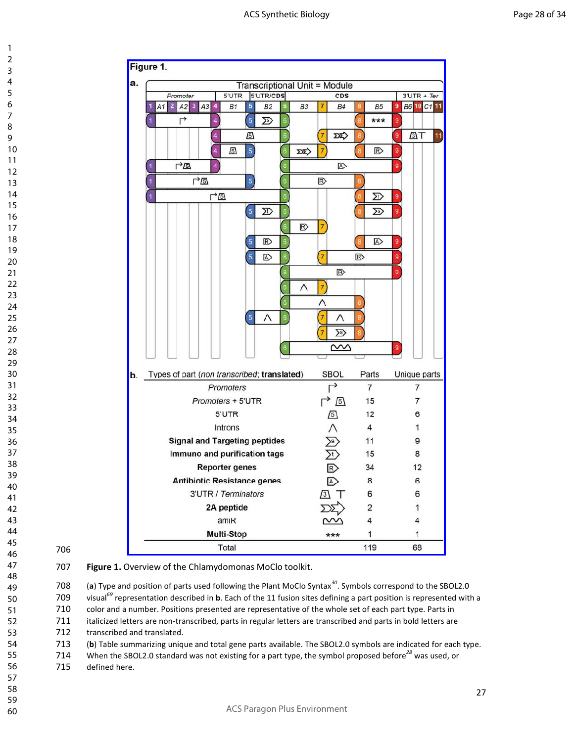Figure 1.

**a.**

**b.**

| Types of part (*non transcribed*; **translated**) | SBOL | Parts | Unique parts |
|---|---|---|---|
| *Promoters* | | 7 | 7 |
| *Promoters* + 5'UTR | | 15 | 7 |
| 5'UTR | | 12 | 6 |
| Introns | | 4 | 1 |
| **Signal and Targeting peptides** | | 11 | 9 |
| **Immuno and purification tags** | | 15 | 8 |
| **Reporter genes** | | 34 | 12 |
| **Antibiotic Resistance genes** | | 8 | 6 |
| 3'UTR / *Terminators* | | 6 | 6 |
| **2A peptide** | | 2 | 1 |
| amiR | | 4 | 4 |
| **Multi-Stop** | *** | 1 | 1 |
| Total | | 119 | 68 |

**Figure 1.** Overview of the Chlamydomonas MoClo toolkit.

(**a**) Type and position of parts used following the Plant MoClo Syntax[30]. Symbols correspond to the SBOL2.0 visual[69] representation described in **b**. Each of the 11 fusion sites defining a part position is represented with a color and a number. Positions presented are representative of the whole set of each part type. Parts in italicized letters are non-transcribed, parts in regular letters are transcribed and parts in bold letters are transcribed and translated.

(**b**) Table summarizing unique and total gene parts available. The SBOL2.0 symbols are indicated for each type. When the SBOL2.0 standard was not existing for a part type, the symbol proposed before[28] was used, or defined here.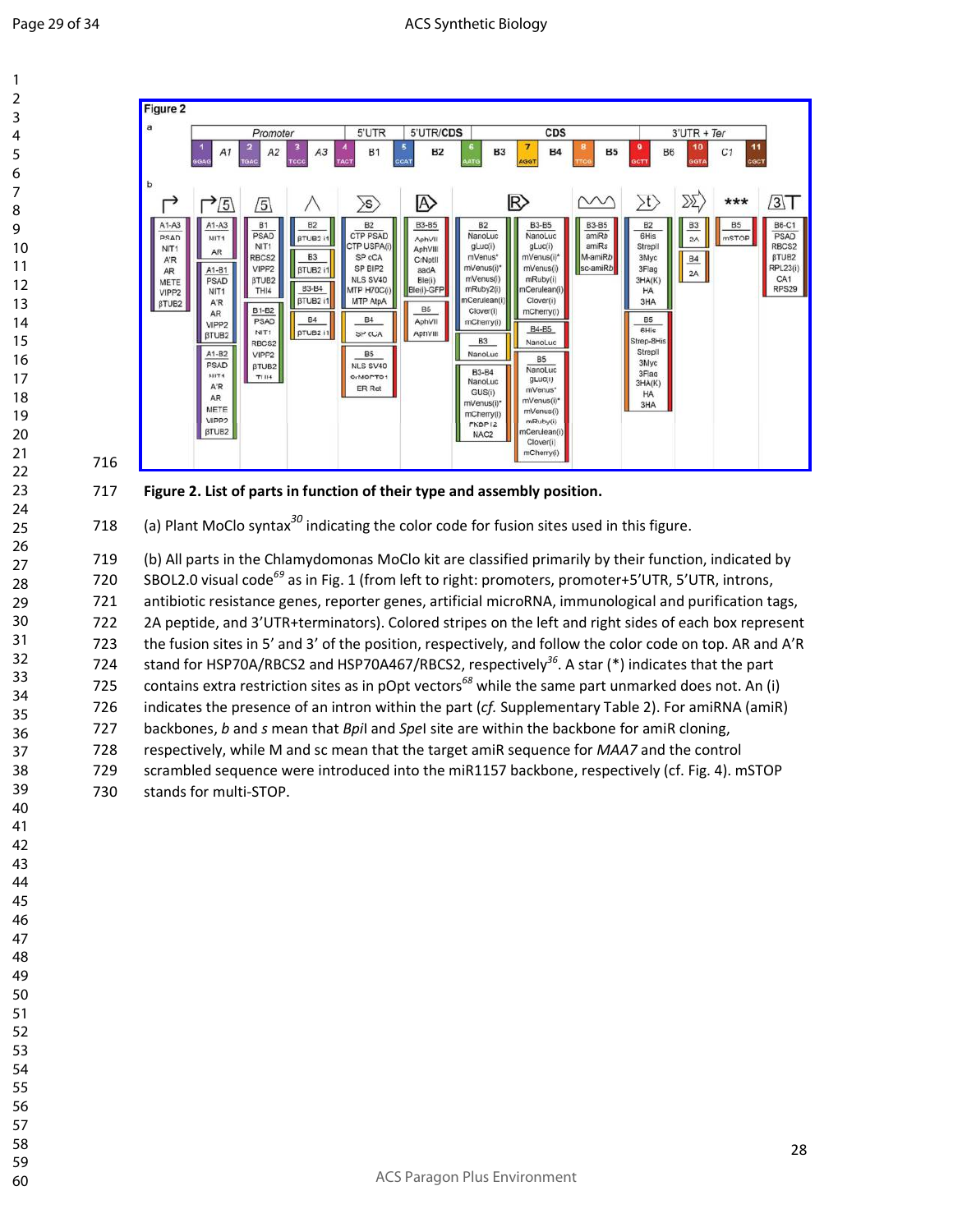**Figure 2. List of parts in function of their type and assembly position.**

(a) Plant MoClo syntax[30] indicating the color code for fusion sites used in this figure.

(b) All parts in the Chlamydomonas MoClo kit are classified primarily by their function, indicated by SBOL2.0 visual code[69] as in Fig. 1 (from left to right: promoters, promoter+5'UTR, 5'UTR, introns, antibiotic resistance genes, reporter genes, artificial microRNA, immunological and purification tags, 2A peptide, and 3'UTR+terminators). Colored stripes on the left and right sides of each box represent the fusion sites in 5' and 3' of the position, respectively, and follow the color code on top. AR and A'R stand for HSP70A/RBCS2 and HSP70A467/RBCS2, respectively[36]. A star (*) indicates that the part contains extra restriction sites as in pOpt vectors[68] while the same part unmarked does not. An (i) indicates the presence of an intron within the part (*cf.* Supplementary Table 2). For amiRNA (amiR) backbones, *b* and *s* mean that *Bpi*I and *Spe*I site are within the backbone for amiR cloning, respectively, while M and sc mean that the target amiR sequence for *MAA7* and the control scrambled sequence were introduced into the miR1157 backbone, respectively (cf. Fig. 4). mSTOP stands for multi-STOP.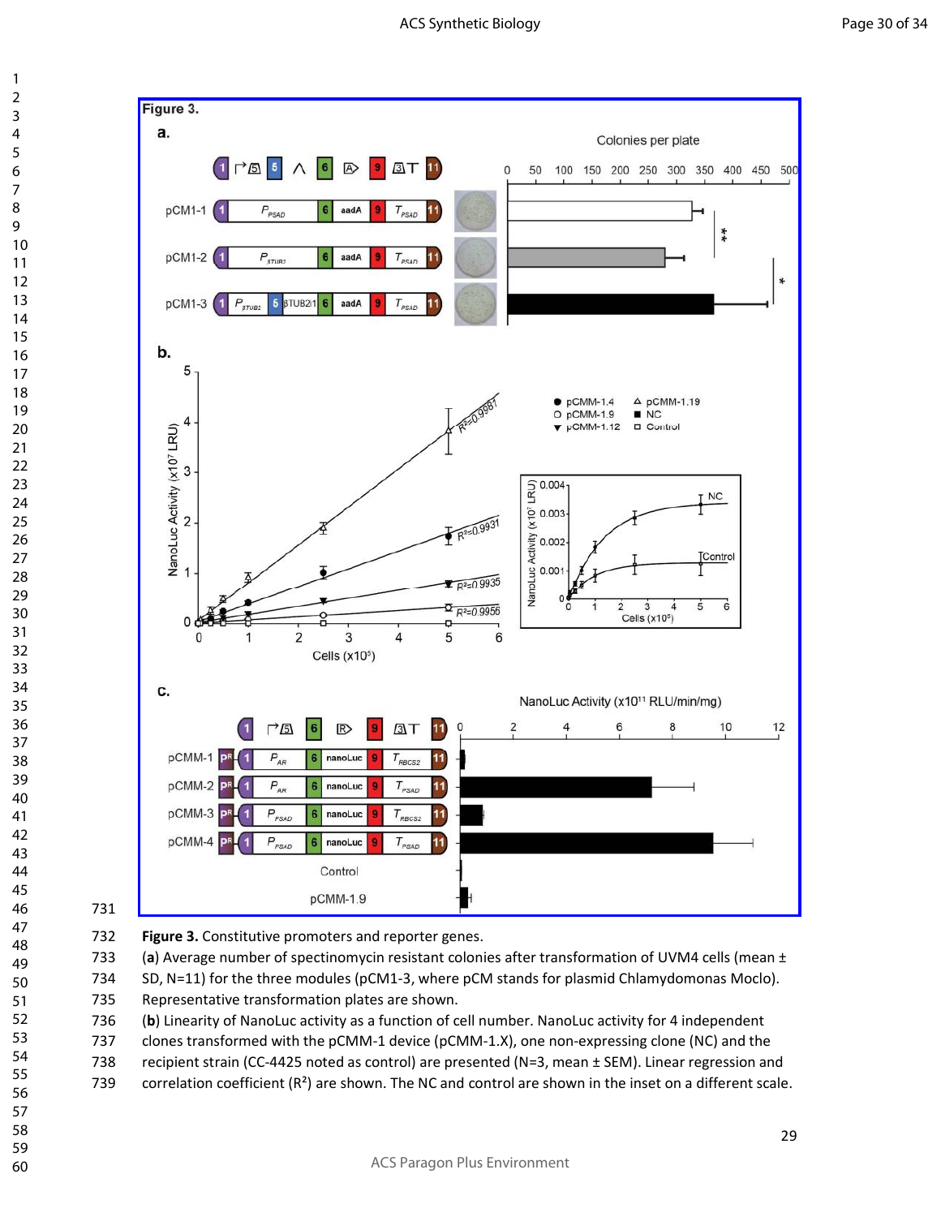**Figure 3.** Constitutive promoters and reporter genes.

(**a**) Average number of spectinomycin resistant colonies after transformation of UVM4 cells (mean ± SD, N=11) for the three modules (pCM1-3, where pCM stands for plasmid Chlamydomonas Moclo). Representative transformation plates are shown.

(**b**) Linearity of NanoLuc activity as a function of cell number. NanoLuc activity for 4 independent clones transformed with the pCMM-1 device (pCMM-1.X), one non-expressing clone (NC) and the recipient strain (CC-4425 noted as control) are presented (N=3, mean ± SEM). Linear regression and correlation coefficient ($R^2$) are shown. The NC and control are shown in the inset on a different scale.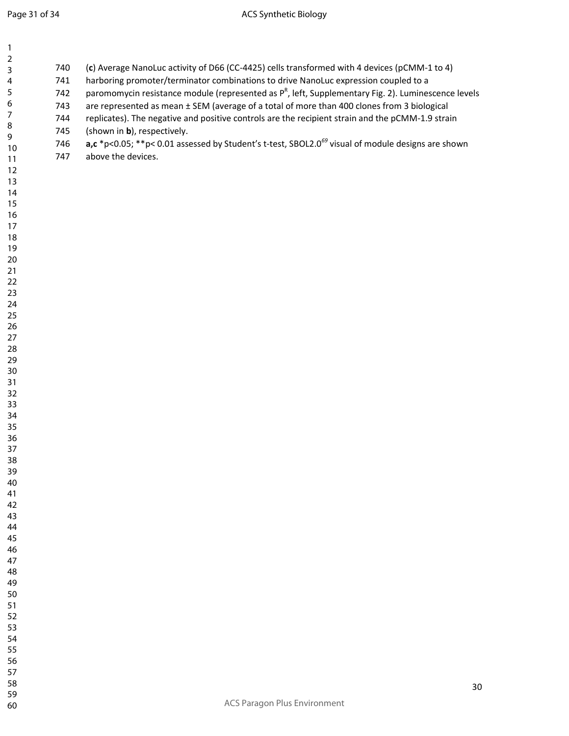(**c**) Average NanoLuc activity of D66 (CC-4425) cells transformed with 4 devices (pCMM-1 to 4) harboring promoter/terminator combinations to drive NanoLuc expression coupled to a paromomycin resistance module (represented as $P^R$, left, Supplementary Fig. 2). Luminescence levels are represented as mean ± SEM (average of a total of more than 400 clones from 3 biological replicates). The negative and positive controls are the recipient strain and the pCMM-1.9 strain (shown in **b**), respectively.

**a,c** *$p<0.05$; **$p< 0.01$ assessed by Student's t-test, SBOL2.0[69] visual of module designs are shown above the devices.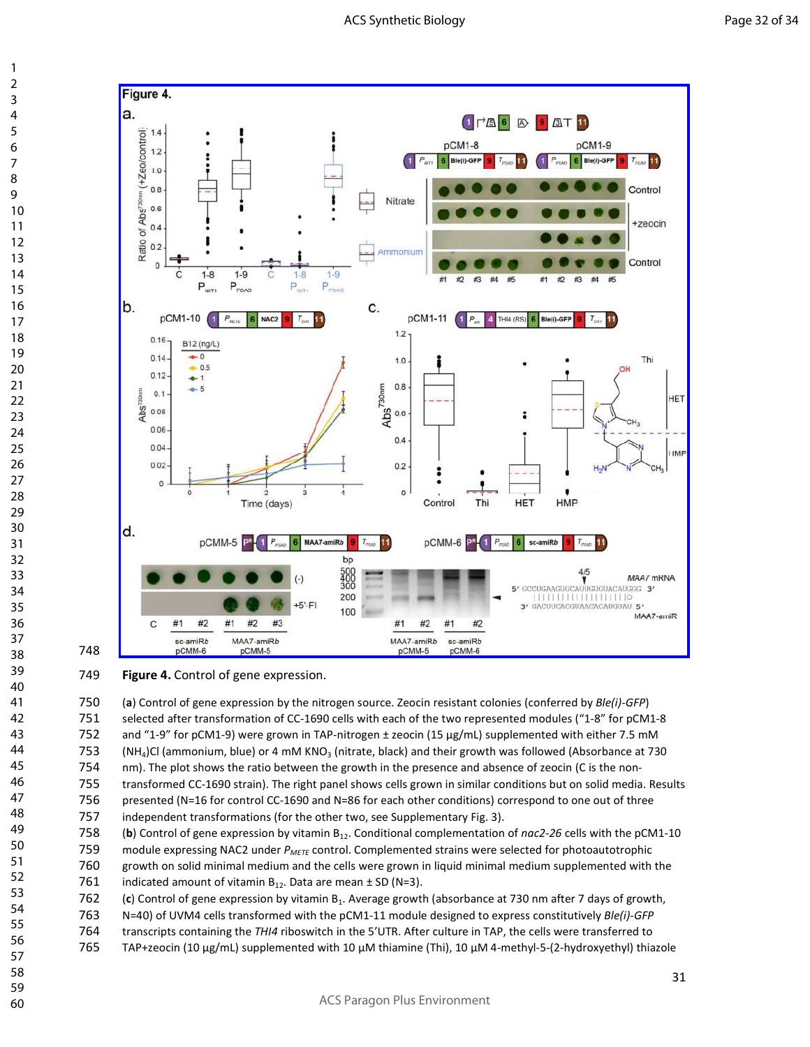**Figure 4.** Control of gene expression.

(**a**) Control of gene expression by the nitrogen source. Zeocin resistant colonies (conferred by *Ble(i)-GFP*) selected after transformation of CC-1690 cells with each of the two represented modules ("1-8" for pCM1-8 and "1-9" for pCM1-9) were grown in TAP-nitrogen ± zeocin (15 µg/mL) supplemented with either 7.5 mM $(NH_4)Cl$ (ammonium, blue) or 4 mM $KNO_3$ (nitrate, black) and their growth was followed (Absorbance at 730 nm). The plot shows the ratio between the growth in the presence and absence of zeocin (C is the non-transformed CC-1690 strain). The right panel shows cells grown in similar conditions but on solid media. Results presented (N=16 for control CC-1690 and N=86 for each other conditions) correspond to one out of three independent transformations (for the other two, see Supplementary Fig. 3).

(**b**) Control of gene expression by vitamin $B_{12}$. Conditional complementation of *nac2-26* cells with the pCM1-10 module expressing NAC2 under $P_{METE}$ control. Complemented strains were selected for photoautotrophic growth on solid minimal medium and the cells were grown in liquid minimal medium supplemented with the indicated amount of vitamin $B_{12}$. Data are mean ± SD (N=3).

(**c**) Control of gene expression by vitamin $B_1$. Average growth (absorbance at 730 nm after 7 days of growth, N=40) of UVM4 cells transformed with the pCM1-11 module designed to express constitutively *Ble(i)-GFP* transcripts containing the *THI4* riboswitch in the 5'UTR. After culture in TAP, the cells were transferred to TAP+zeocin (10 µg/mL) supplemented with 10 µM thiamine (Thi), 10 µM 4-methyl-5-(2-hydroxyethyl) thiazole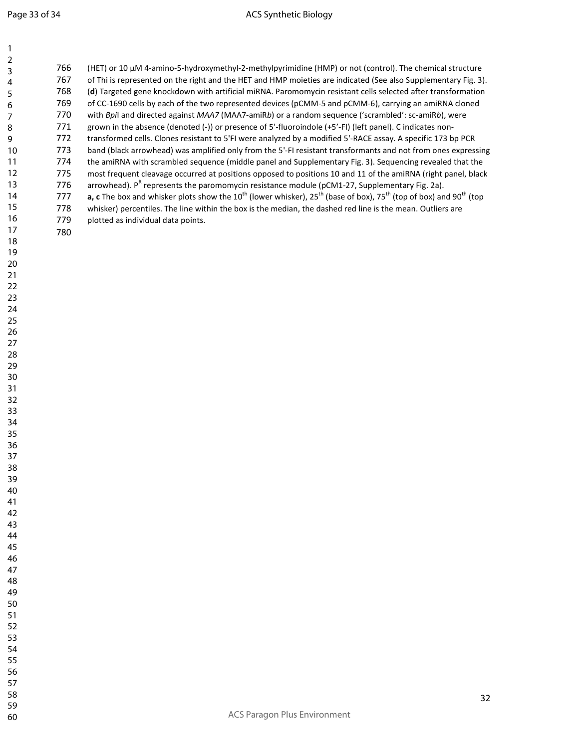(HET) or 10 µM 4-amino-5-hydroxymethyl-2-methylpyrimidine (HMP) or not (control). The chemical structure of Thi is represented on the right and the HET and HMP moieties are indicated (See also Supplementary Fig. 3). (**d**) Targeted gene knockdown with artificial miRNA. Paromomycin resistant cells selected after transformation of CC-1690 cells by each of the two represented devices (pCMM-5 and pCMM-6), carrying an amiRNA cloned with *Bpi*I and directed against *MAA7* (MAA7-amiR*b*) or a random sequence ('scrambled': sc-amiR*b*), were grown in the absence (denoted (-)) or presence of 5'-fluoroindole (+5'-FI) (left panel). C indicates non-transformed cells. Clones resistant to 5'FI were analyzed by a modified 5'-RACE assay. A specific 173 bp PCR band (black arrowhead) was amplified only from the 5'-FI resistant transformants and not from ones expressing the amiRNA with scrambled sequence (middle panel and Supplementary Fig. 3). Sequencing revealed that the most frequent cleavage occurred at positions opposed to positions 10 and 11 of the amiRNA (right panel, black arrowhead). $P^R$ represents the paromomycin resistance module (pCM1-27, Supplementary Fig. 2a).

**a, c** The box and whisker plots show the $10^{th}$ (lower whisker), $25^{th}$ (base of box), $75^{th}$ (top of box) and $90^{th}$ (top whisker) percentiles. The line within the box is the median, the dashed red line is the mean. Outliers are plotted as individual data points.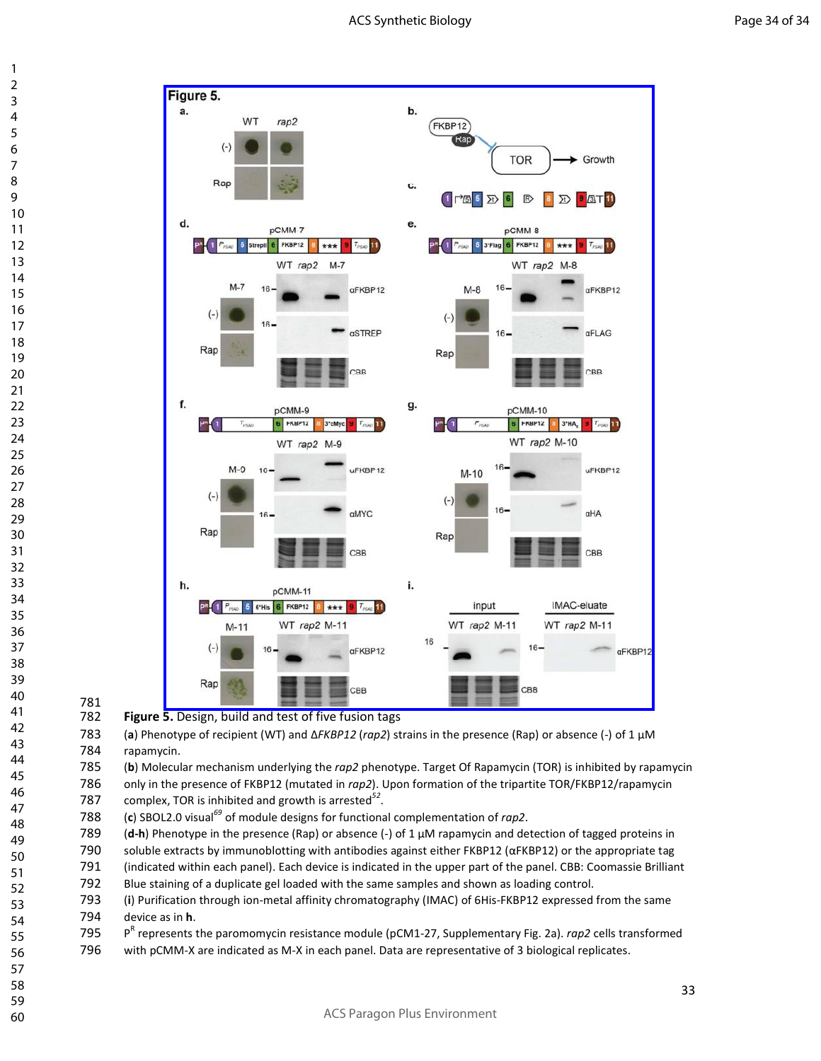**Figure 5.** Design, build and test of five fusion tags

(**a**) Phenotype of recipient (WT) and Δ*FKBP12* (*rap2*) strains in the presence (Rap) or absence (-) of 1 µM rapamycin.

(**b**) Molecular mechanism underlying the *rap2* phenotype. Target Of Rapamycin (TOR) is inhibited by rapamycin only in the presence of FKBP12 (mutated in *rap2*). Upon formation of the tripartite TOR/FKBP12/rapamycin complex, TOR is inhibited and growth is arrested[52].

(**c**) SBOL2.0 visual[69] of module designs for functional complementation of *rap2*.

(**d-h**) Phenotype in the presence (Rap) or absence (-) of 1 µM rapamycin and detection of tagged proteins in soluble extracts by immunoblotting with antibodies against either FKBP12 (αFKBP12) or the appropriate tag (indicated within each panel). Each device is indicated in the upper part of the panel. CBB: Coomassie Brilliant Blue staining of a duplicate gel loaded with the same samples and shown as loading control.

(**i**) Purification through ion-metal affinity chromatography (IMAC) of 6His-FKBP12 expressed from the same device as in **h**.

$P^R$ represents the paromomycin resistance module (pCM1-27, Supplementary Fig. 2a). *rap2* cells transformed with pCMM-X are indicated as M-X in each panel. Data are representative of 3 biological replicates.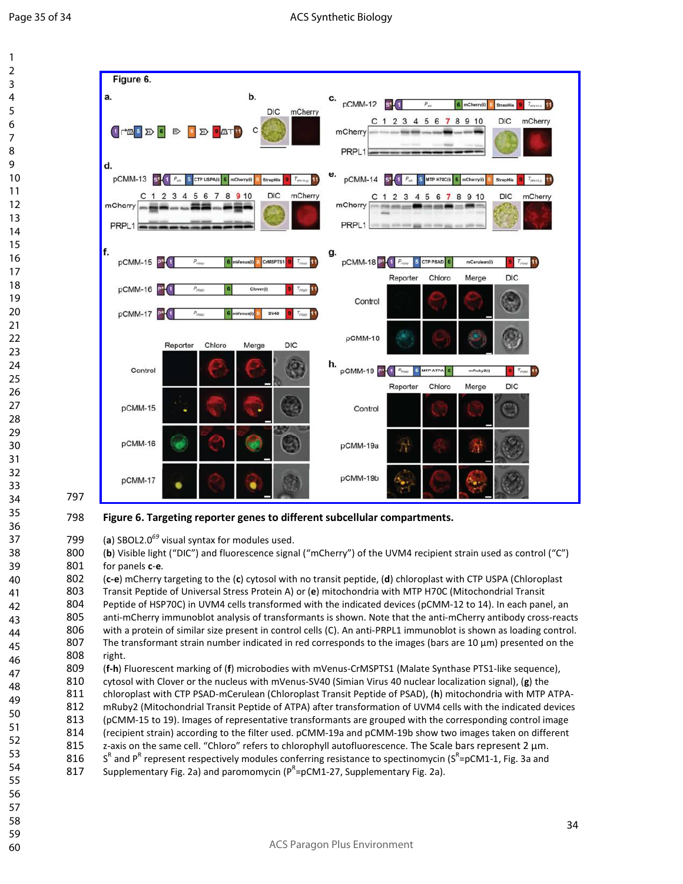Figure 6.

a.

b.

DIC mCherry

C

c.

pCMM-12

C 1 2 3 4 5 6 7 8 9 10

mCherry

PRPL1

DIC mCherry

d.

pCMM-13

C 1 2 3 4 5 6 7 8 9 10

mCherry

PRPL1

DIC mCherry

e.

pCMM-14

C 1 2 3 4 5 6 7 8 9 10

mCherry

PRPL1

DIC mCherry

f.

pCMM-15

pCMM-16

pCMM-17

Reporter Chloro Merge DIC

Control

pCMM-15

pCMM-16

pCMM-17

g.

pCMM-18

Reporter Chloro Merge DIC

Control

pCMM-18

h.

pCMM-19

Reporter Chloro Merge DIC

Control

pCMM-19a

pCMM-19b

**Figure 6. Targeting reporter genes to different subcellular compartments.**

(**a**) SBOL2.0[69] visual syntax for modules used.
(**b**) Visible light ("DIC") and fluorescence signal ("mCherry") of the UVM4 recipient strain used as control ("C") for panels **c**-**e**.
(**c-e**) mCherry targeting to the (**c**) cytosol with no transit peptide, (**d**) chloroplast with CTP USPA (Chloroplast Transit Peptide of Universal Stress Protein A) or (**e**) mitochondria with MTP H70C (Mitochondrial Transit Peptide of HSP70C) in UVM4 cells transformed with the indicated devices (pCMM-12 to 14). In each panel, an anti-mCherry immunoblot analysis of transformants is shown. Note that the anti-mCherry antibody cross-reacts with a protein of similar size present in control cells (C). An anti-PRPL1 immunoblot is shown as loading control. The transformant strain number indicated in red corresponds to the images (bars are 10 µm) presented on the right.
(**f-h**) Fluorescent marking of (**f**) microbodies with mVenus-CrMSPTS1 (Malate Synthase PTS1-like sequence), cytosol with Clover or the nucleus with mVenus-SV40 (Simian Virus 40 nuclear localization signal), (**g**) the chloroplast with CTP PSAD-mCerulean (Chloroplast Transit Peptide of PSAD), (**h**) mitochondria with MTP ATPA-mRuby2 (Mitochondrial Transit Peptide of ATPA) after transformation of UVM4 cells with the indicated devices (pCMM-15 to 19). Images of representative transformants are grouped with the corresponding control image (recipient strain) according to the filter used. pCMM-19a and pCMM-19b show two images taken on different z-axis on the same cell. "Chloro" refers to chlorophyll autofluorescence. The Scale bars represent 2 µm. $S^R$ and $P^R$ represent respectively modules conferring resistance to spectinomycin ($S^R$=pCM1-1, Fig. 3a and Supplementary Fig. 2a) and paromomycin ($P^R$=pCM1-27, Supplementary Fig. 2a).